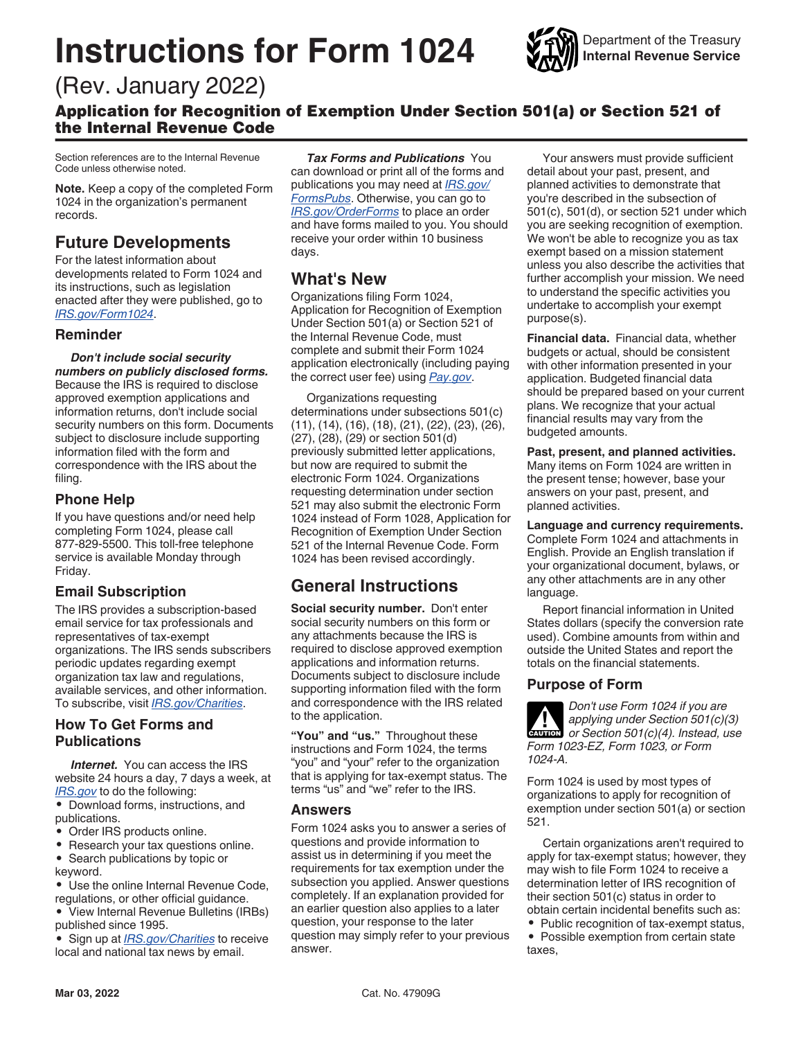# Instructions for Form 1024

Department of the Treasury
**Internal Revenue Service**

(Rev. January 2022)

## Application for Recognition of Exemption Under Section 501(a) or Section 521 of the Internal Revenue Code

Section references are to the Internal Revenue Code unless otherwise noted.

**Note.** Keep a copy of the completed Form 1024 in the organization's permanent records.

## Future Developments

For the latest information about developments related to Form 1024 and its instructions, such as legislation enacted after they were published, go to *IRS.gov/Form1024*.

### Reminder

***Don't include social security numbers on publicly disclosed forms.*** Because the IRS is required to disclose approved exemption applications and information returns, don't include social security numbers on this form. Documents subject to disclosure include supporting information filed with the form and correspondence with the IRS about the filing.

### Phone Help

If you have questions and/or need help completing Form 1024, please call 877-829-5500. This toll-free telephone service is available Monday through Friday.

### Email Subscription

The IRS provides a subscription-based email service for tax professionals and representatives of tax-exempt organizations. The IRS sends subscribers periodic updates regarding exempt organization tax law and regulations, available services, and other information. To subscribe, visit *IRS.gov/Charities*.

### How To Get Forms and Publications

***Internet.*** You can access the IRS website 24 hours a day, 7 days a week, at *IRS.gov* to do the following:

- Download forms, instructions, and publications.
- Order IRS products online.
- Research your tax questions online.
- Search publications by topic or keyword.
- Use the online Internal Revenue Code, regulations, or other official guidance.
- View Internal Revenue Bulletins (IRBs) published since 1995.
- Sign up at *IRS.gov/Charities* to receive local and national tax news by email.

***Tax Forms and Publications*** You can download or print all of the forms and publications you may need at *IRS.gov/FormsPubs*. Otherwise, you can go to *IRS.gov/OrderForms* to place an order and have forms mailed to you. You should receive your order within 10 business days.

## What's New

Organizations filing Form 1024, Application for Recognition of Exemption Under Section 501(a) or Section 521 of the Internal Revenue Code, must complete and submit their Form 1024 application electronically (including paying the correct user fee) using *Pay.gov*.

Organizations requesting determinations under subsections 501(c)(11), (14), (16), (18), (21), (22), (23), (26), (27), (28), (29) or section 501(d) previously submitted letter applications, but now are required to submit the electronic Form 1024. Organizations requesting determination under section 521 may also submit the electronic Form 1024 instead of Form 1028, Application for Recognition of Exemption Under Section 521 of the Internal Revenue Code. Form 1024 has been revised accordingly.

## General Instructions

**Social security number.** Don't enter social security numbers on this form or any attachments because the IRS is required to disclose approved exemption applications and information returns. Documents subject to disclosure include supporting information filed with the form and correspondence with the IRS related to the application.

**"You" and "us."** Throughout these instructions and Form 1024, the terms "you" and "your" refer to the organization that is applying for tax-exempt status. The terms "us" and "we" refer to the IRS.

### Answers

Form 1024 asks you to answer a series of questions and provide information to assist us in determining if you meet the requirements for tax exemption under the subsection you applied. Answer questions completely. If an explanation provided for an earlier question also applies to a later question, your response to the later question may simply refer to your previous answer.

Your answers must provide sufficient detail about your past, present, and planned activities to demonstrate that you're described in the subsection of 501(c), 501(d), or section 521 under which you are seeking recognition of exemption. We won't be able to recognize you as tax exempt based on a mission statement unless you also describe the activities that further accomplish your mission. We need to understand the specific activities you undertake to accomplish your exempt purpose(s).

**Financial data.** Financial data, whether budgets or actual, should be consistent with other information presented in your application. Budgeted financial data should be prepared based on your current plans. We recognize that your actual financial results may vary from the budgeted amounts.

**Past, present, and planned activities.** Many items on Form 1024 are written in the present tense; however, base your answers on your past, present, and planned activities.

**Language and currency requirements.** Complete Form 1024 and attachments in English. Provide an English translation if your organizational document, bylaws, or any other attachments are in any other language.

Report financial information in United States dollars (specify the conversion rate used). Combine amounts from within and outside the United States and report the totals on the financial statements.

### Purpose of Form

CAUTION: *Don't use Form 1024 if you are applying under Section 501(c)(3) or Section 501(c)(4). Instead, use Form 1023-EZ, Form 1023, or Form 1024-A.*

Form 1024 is used by most types of organizations to apply for recognition of exemption under section 501(a) or section 521.

Certain organizations aren't required to apply for tax-exempt status; however, they may wish to file Form 1024 to receive a determination letter of IRS recognition of their section 501(c) status in order to obtain certain incidental benefits such as:

- Public recognition of tax-exempt status,
- Possible exemption from certain state taxes,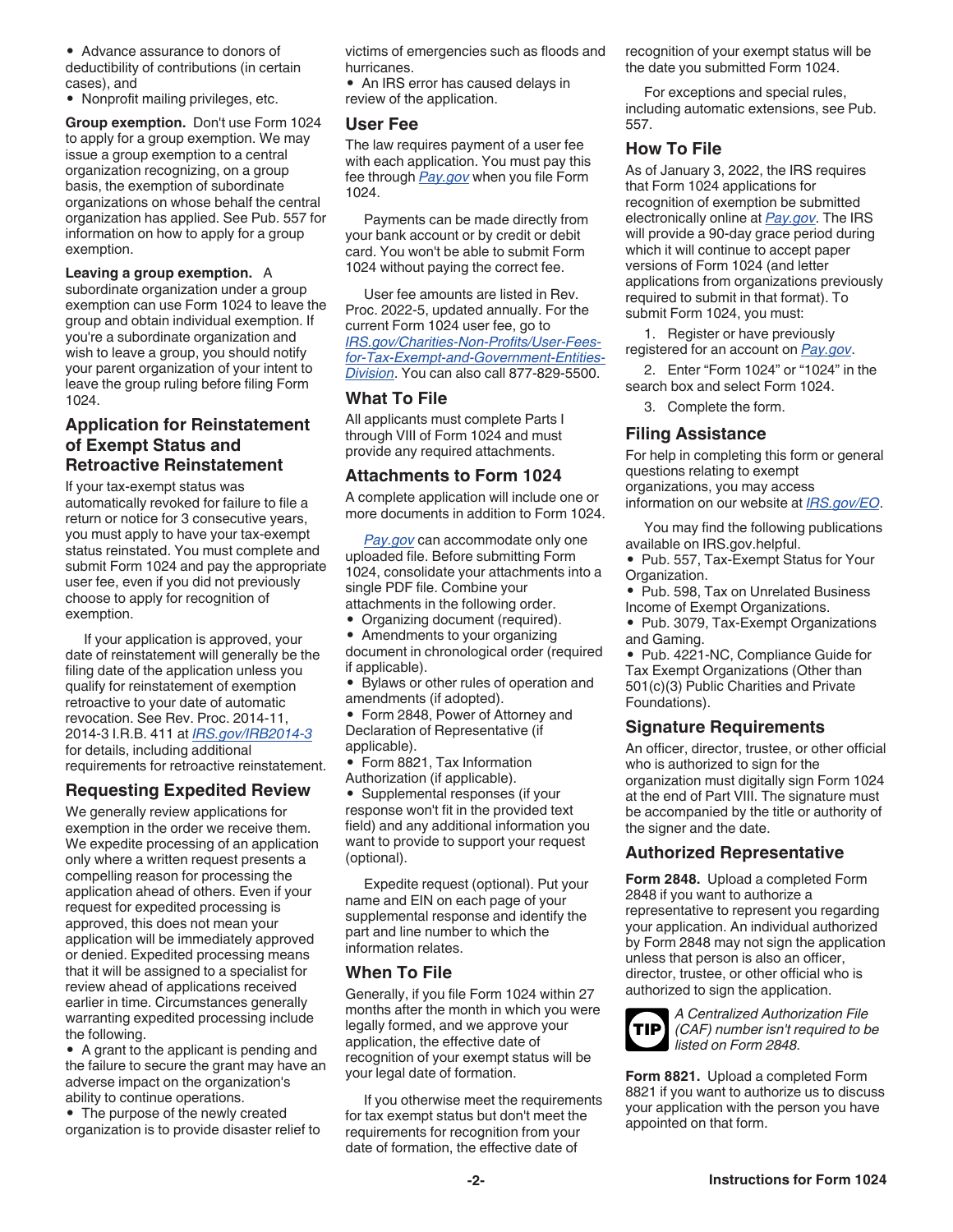- Advance assurance to donors of deductibility of contributions (in certain cases), and
- Nonprofit mailing privileges, etc.

**Group exemption.** Don't use Form 1024 to apply for a group exemption. We may issue a group exemption to a central organization recognizing, on a group basis, the exemption of subordinate organizations on whose behalf the central organization has applied. See Pub. 557 for information on how to apply for a group exemption.

**Leaving a group exemption.** A subordinate organization under a group exemption can use Form 1024 to leave the group and obtain individual exemption. If you're a subordinate organization and wish to leave a group, you should notify your parent organization of your intent to leave the group ruling before filing Form 1024.

## Application for Reinstatement of Exempt Status and Retroactive Reinstatement

If your tax-exempt status was automatically revoked for failure to file a return or notice for 3 consecutive years, you must apply to have your tax-exempt status reinstated. You must complete and submit Form 1024 and pay the appropriate user fee, even if you did not previously choose to apply for recognition of exemption.

If your application is approved, your date of reinstatement will generally be the filing date of the application unless you qualify for reinstatement of exemption retroactive to your date of automatic revocation. See Rev. Proc. 2014-11, 2014-3 I.R.B. 411 at *IRS.gov/IRB2014-3* for details, including additional requirements for retroactive reinstatement.

## Requesting Expedited Review

We generally review applications for exemption in the order we receive them. We expedite processing of an application only where a written request presents a compelling reason for processing the application ahead of others. Even if your request for expedited processing is approved, this does not mean your application will be immediately approved or denied. Expedited processing means that it will be assigned to a specialist for review ahead of applications received earlier in time. Circumstances generally warranting expedited processing include the following.

- A grant to the applicant is pending and the failure to secure the grant may have an adverse impact on the organization's ability to continue operations.
- The purpose of the newly created organization is to provide disaster relief to victims of emergencies such as floods and hurricanes.
- An IRS error has caused delays in review of the application.

## User Fee

The law requires payment of a user fee with each application. You must pay this fee through *Pay.gov* when you file Form 1024.

Payments can be made directly from your bank account or by credit or debit card. You won't be able to submit Form 1024 without paying the correct fee.

User fee amounts are listed in Rev. Proc. 2022-5, updated annually. For the current Form 1024 user fee, go to *IRS.gov/Charities-Non-Profits/User-Fees-for-Tax-Exempt-and-Government-Entities-Division*. You can also call 877-829-5500.

## What To File

All applicants must complete Parts I through VIII of Form 1024 and must provide any required attachments.

## Attachments to Form 1024

A complete application will include one or more documents in addition to Form 1024.

*Pay.gov* can accommodate only one uploaded file. Before submitting Form 1024, consolidate your attachments into a single PDF file. Combine your attachments in the following order.

- Organizing document (required).
- Amendments to your organizing document in chronological order (required if applicable).
- Bylaws or other rules of operation and amendments (if adopted).
- Form 2848, Power of Attorney and Declaration of Representative (if applicable).
- Form 8821, Tax Information Authorization (if applicable).
- Supplemental responses (if your response won't fit in the provided text field) and any additional information you want to provide to support your request (optional).

Expedite request (optional). Put your name and EIN on each page of your supplemental response and identify the part and line number to which the information relates.

## When To File

Generally, if you file Form 1024 within 27 months after the month in which you were legally formed, and we approve your application, the effective date of recognition of your exempt status will be your legal date of formation.

If you otherwise meet the requirements for tax exempt status but don't meet the requirements for recognition from your date of formation, the effective date of recognition of your exempt status will be the date you submitted Form 1024.

For exceptions and special rules, including automatic extensions, see Pub. 557.

## How To File

As of January 3, 2022, the IRS requires that Form 1024 applications for recognition of exemption be submitted electronically online at *Pay.gov*. The IRS will provide a 90-day grace period during which it will continue to accept paper versions of Form 1024 (and letter applications from organizations previously required to submit in that format). To submit Form 1024, you must:

1. Register or have previously registered for an account on *Pay.gov*.
2. Enter "Form 1024" or "1024" in the search box and select Form 1024.
3. Complete the form.

## Filing Assistance

For help in completing this form or general questions relating to exempt organizations, you may access information on our website at *IRS.gov/EO*.

You may find the following publications available on IRS.gov.helpful.

- Pub. 557, Tax-Exempt Status for Your Organization.
- Pub. 598, Tax on Unrelated Business Income of Exempt Organizations.
- Pub. 3079, Tax-Exempt Organizations and Gaming.
- Pub. 4221-NC, Compliance Guide for Tax Exempt Organizations (Other than 501(c)(3) Public Charities and Private Foundations).

## Signature Requirements

An officer, director, trustee, or other official who is authorized to sign for the organization must digitally sign Form 1024 at the end of Part VIII. The signature must be accompanied by the title or authority of the signer and the date.

## Authorized Representative

**Form 2848.** Upload a completed Form 2848 if you want to authorize a representative to represent you regarding your application. An individual authorized by Form 2848 may not sign the application unless that person is also an officer, director, trustee, or other official who is authorized to sign the application.

**TIP** *A Centralized Authorization File (CAF) number isn't required to be listed on Form 2848.*

**Form 8821.** Upload a completed Form 8821 if you want to authorize us to discuss your application with the person you have appointed on that form.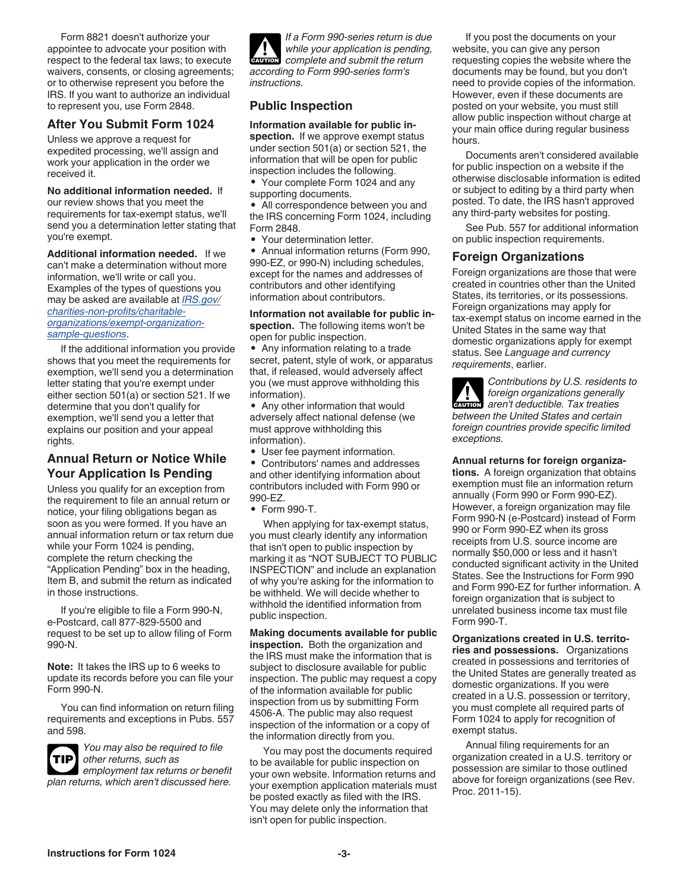Form 8821 doesn't authorize your appointee to advocate your position with respect to the federal tax laws; to execute waivers, consents, or closing agreements; or to otherwise represent you before the IRS. If you want to authorize an individual to represent you, use Form 2848.

## After You Submit Form 1024

Unless we approve a request for expedited processing, we'll assign and work your application in the order we received it.

**No additional information needed.** If our review shows that you meet the requirements for tax-exempt status, we'll send you a determination letter stating that you're exempt.

**Additional information needed.** If we can't make a determination without more information, we'll write or call you. Examples of the types of questions you may be asked are available at *IRS.gov/charities-non-profits/charitable-organizations/exempt-organization-sample-questions*.

If the additional information you provide shows that you meet the requirements for exemption, we'll send you a determination letter stating that you're exempt under either section 501(a) or section 521. If we determine that you don't qualify for exemption, we'll send you a letter that explains our position and your appeal rights.

## Annual Return or Notice While Your Application Is Pending

Unless you qualify for an exception from the requirement to file an annual return or notice, your filing obligations began as soon as you were formed. If you have an annual information return or tax return due while your Form 1024 is pending, complete the return checking the "Application Pending" box in the heading, Item B, and submit the return as indicated in those instructions.

If you're eligible to file a Form 990-N, e-Postcard, call 877-829-5500 and request to be set up to allow filing of Form 990-N.

**Note:** It takes the IRS up to 6 weeks to update its records before you can file your Form 990-N.

You can find information on return filing requirements and exceptions in Pubs. 557 and 598.

**TIP** *You may also be required to file other returns, such as employment tax returns or benefit plan returns, which aren't discussed here.*

**CAUTION** *If a Form 990-series return is due while your application is pending, complete and submit the return according to Form 990-series form's instructions.*

## Public Inspection

**Information available for public inspection.** If we approve exempt status under section 501(a) or section 521, the information that will be open for public inspection includes the following.

- Your complete Form 1024 and any supporting documents.
- All correspondence between you and the IRS concerning Form 1024, including Form 2848.
- Your determination letter.
- Annual information returns (Form 990, 990-EZ, or 990-N) including schedules, except for the names and addresses of contributors and other identifying information about contributors.

**Information not available for public inspection.** The following items won't be open for public inspection.

- Any information relating to a trade secret, patent, style of work, or apparatus that, if released, would adversely affect you (we must approve withholding this information).
- Any other information that would adversely affect national defense (we must approve withholding this information).
- User fee payment information.
- Contributors' names and addresses and other identifying information about contributors included with Form 990 or 990-EZ.
- Form 990-T.

When applying for tax-exempt status, you must clearly identify any information that isn't open to public inspection by marking it as "NOT SUBJECT TO PUBLIC INSPECTION" and include an explanation of why you're asking for the information to be withheld. We will decide whether to withhold the identified information from public inspection.

**Making documents available for public inspection.** Both the organization and the IRS must make the information that is subject to disclosure available for public inspection. The public may request a copy of the information available for public inspection from us by submitting Form 4506-A. The public may also request inspection of the information or a copy of the information directly from you.

You may post the documents required to be available for public inspection on your own website. Information returns and your exemption application materials must be posted exactly as filed with the IRS. You may delete only the information that isn't open for public inspection.

If you post the documents on your website, you can give any person requesting copies the website where the documents may be found, but you don't need to provide copies of the information. However, even if these documents are posted on your website, you must still allow public inspection without charge at your main office during regular business hours.

Documents aren't considered available for public inspection on a website if the otherwise disclosable information is edited or subject to editing by a third party when posted. To date, the IRS hasn't approved any third-party websites for posting.

See Pub. 557 for additional information on public inspection requirements.

## Foreign Organizations

Foreign organizations are those that were created in countries other than the United States, its territories, or its possessions. Foreign organizations may apply for tax-exempt status on income earned in the United States in the same way that domestic organizations apply for exempt status. See *Language and currency requirements*, earlier.

**CAUTION** *Contributions by U.S. residents to foreign organizations generally aren't deductible. Tax treaties between the United States and certain foreign countries provide specific limited exceptions.*

**Annual returns for foreign organizations.** A foreign organization that obtains exemption must file an information return annually (Form 990 or Form 990-EZ). However, a foreign organization may file Form 990-N (e-Postcard) instead of Form 990 or Form 990-EZ when its gross receipts from U.S. source income are normally $50,000 or less and it hasn't conducted significant activity in the United States. See the Instructions for Form 990 and Form 990-EZ for further information. A foreign organization that is subject to unrelated business income tax must file Form 990-T.

**Organizations created in U.S. territories and possessions.** Organizations created in possessions and territories of the United States are generally treated as domestic organizations. If you were created in a U.S. possession or territory, you must complete all required parts of Form 1024 to apply for recognition of exempt status.

Annual filing requirements for an organization created in a U.S. territory or possession are similar to those outlined above for foreign organizations (see Rev. Proc. 2011-15).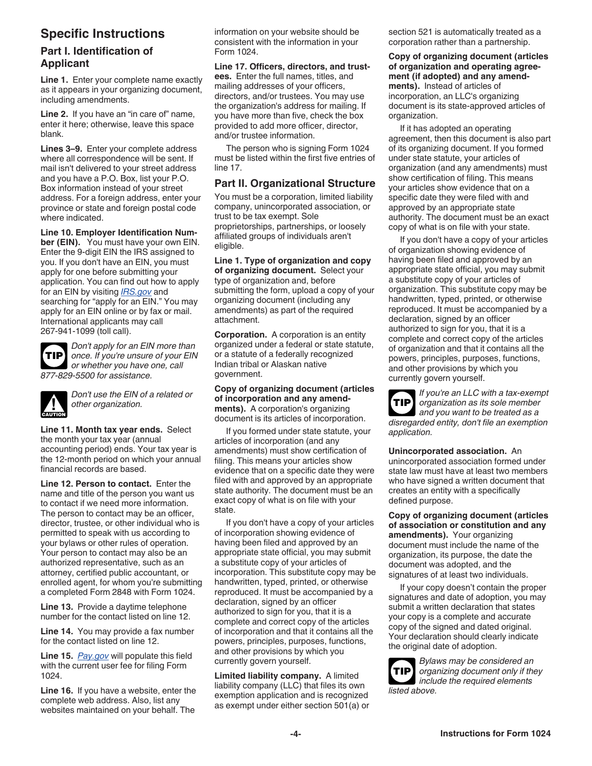## Specific Instructions

### Part I. Identification of Applicant

**Line 1.** Enter your complete name exactly as it appears in your organizing document, including amendments.

**Line 2.** If you have an "in care of" name, enter it here; otherwise, leave this space blank.

**Lines 3–9.** Enter your complete address where all correspondence will be sent. If mail isn't delivered to your street address and you have a P.O. Box, list your P.O. Box information instead of your street address. For a foreign address, enter your province or state and foreign postal code where indicated.

**Line 10. Employer Identification Number (EIN).** You must have your own EIN. Enter the 9-digit EIN the IRS assigned to you. If you don't have an EIN, you must apply for one before submitting your application. You can find out how to apply for an EIN by visiting *IRS.gov* and searching for "apply for an EIN." You may apply for an EIN online or by fax or mail. International applicants may call 267-941-1099 (toll call).

**TIP** *Don't apply for an EIN more than once. If you're unsure of your EIN or whether you have one, call 877-829-5500 for assistance.*

**CAUTION** *Don't use the EIN of a related or other organization.*

**Line 11. Month tax year ends.** Select the month your tax year (annual accounting period) ends. Your tax year is the 12-month period on which your annual financial records are based.

**Line 12. Person to contact.** Enter the name and title of the person you want us to contact if we need more information. The person to contact may be an officer, director, trustee, or other individual who is permitted to speak with us according to your bylaws or other rules of operation. Your person to contact may also be an authorized representative, such as an attorney, certified public accountant, or enrolled agent, for whom you're submitting a completed Form 2848 with Form 1024.

**Line 13.** Provide a daytime telephone number for the contact listed on line 12.

**Line 14.** You may provide a fax number for the contact listed on line 12.

**Line 15.** *Pay.gov* will populate this field with the current user fee for filing Form 1024.

**Line 16.** If you have a website, enter the complete web address. Also, list any websites maintained on your behalf. The information on your website should be consistent with the information in your Form 1024.

**Line 17. Officers, directors, and trustees.** Enter the full names, titles, and mailing addresses of your officers, directors, and/or trustees. You may use the organization's address for mailing. If you have more than five, check the box provided to add more officer, director, and/or trustee information.

The person who is signing Form 1024 must be listed within the first five entries of line 17.

### Part II. Organizational Structure

You must be a corporation, limited liability company, unincorporated association, or trust to be tax exempt. Sole proprietorships, partnerships, or loosely affiliated groups of individuals aren't eligible.

**Line 1. Type of organization and copy of organizing document.** Select your type of organization and, before submitting the form, upload a copy of your organizing document (including any amendments) as part of the required attachment.

**Corporation.** A corporation is an entity organized under a federal or state statute, or a statute of a federally recognized Indian tribal or Alaskan native government.

**Copy of organizing document (articles of incorporation and any amendments).** A corporation's organizing document is its articles of incorporation.

If you formed under state statute, your articles of incorporation (and any amendments) must show certification of filing. This means your articles show evidence that on a specific date they were filed with and approved by an appropriate state authority. The document must be an exact copy of what is on file with your state.

If you don't have a copy of your articles of incorporation showing evidence of having been filed and approved by an appropriate state official, you may submit a substitute copy of your articles of incorporation. This substitute copy may be handwritten, typed, printed, or otherwise reproduced. It must be accompanied by a declaration, signed by an officer authorized to sign for you, that it is a complete and correct copy of the articles of incorporation and that it contains all the powers, principles, purposes, functions, and other provisions by which you currently govern yourself.

**Limited liability company.** A limited liability company (LLC) that files its own exemption application and is recognized as exempt under either section 501(a) or section 521 is automatically treated as a corporation rather than a partnership.

**Copy of organizing document (articles of organization and operating agreement (if adopted) and any amendments).** Instead of articles of incorporation, an LLC's organizing document is its state-approved articles of organization.

If it has adopted an operating agreement, then this document is also part of its organizing document. If you formed under state statute, your articles of organization (and any amendments) must show certification of filing. This means your articles show evidence that on a specific date they were filed with and approved by an appropriate state authority. The document must be an exact copy of what is on file with your state.

If you don't have a copy of your articles of organization showing evidence of having been filed and approved by an appropriate state official, you may submit a substitute copy of your articles of organization. This substitute copy may be handwritten, typed, printed, or otherwise reproduced. It must be accompanied by a declaration, signed by an officer authorized to sign for you, that it is a complete and correct copy of the articles of organization and that it contains all the powers, principles, purposes, functions, and other provisions by which you currently govern yourself.

**TIP** *If you're an LLC with a tax-exempt organization as its sole member and you want to be treated as a disregarded entity, don't file an exemption application.*

**Unincorporated association.** An unincorporated association formed under state law must have at least two members who have signed a written document that creates an entity with a specifically defined purpose.

**Copy of organizing document (articles of association or constitution and any amendments).** Your organizing document must include the name of the organization, its purpose, the date the document was adopted, and the signatures of at least two individuals.

If your copy doesn't contain the proper signatures and date of adoption, you may submit a written declaration that states your copy is a complete and accurate copy of the signed and dated original. Your declaration should clearly indicate the original date of adoption.

**TIP** *Bylaws may be considered an organizing document only if they include the required elements listed above.*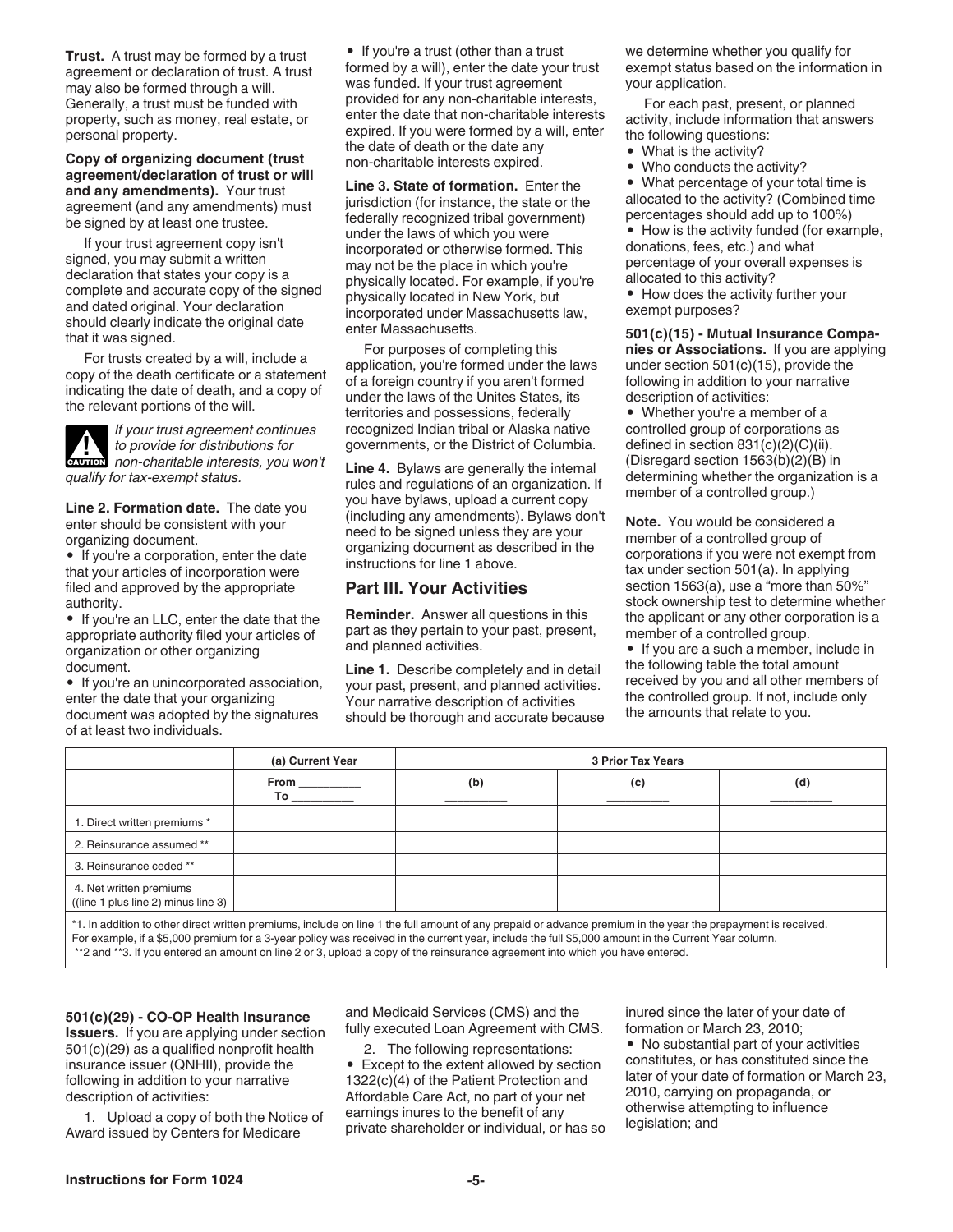**Trust.** A trust may be formed by a trust agreement or declaration of trust. A trust may also be formed through a will. Generally, a trust must be funded with property, such as money, real estate, or personal property.

**Copy of organizing document (trust agreement/declaration of trust or will and any amendments).** Your trust agreement (and any amendments) must be signed by at least one trustee.

If your trust agreement copy isn't signed, you may submit a written declaration that states your copy is a complete and accurate copy of the signed and dated original. Your declaration should clearly indicate the original date that it was signed.

For trusts created by a will, include a copy of the death certificate or a statement indicating the date of death, and a copy of the relevant portions of the will.

**CAUTION** *If your trust agreement continues to provide for distributions for non-charitable interests, you won't qualify for tax-exempt status.*

**Line 2. Formation date.** The date you enter should be consistent with your organizing document.

- If you're a corporation, enter the date that your articles of incorporation were filed and approved by the appropriate authority.
- If you're an LLC, enter the date that the appropriate authority filed your articles of organization or other organizing document.
- If you're an unincorporated association, enter the date that your organizing document was adopted by the signatures of at least two individuals.
- If you're a trust (other than a trust formed by a will), enter the date your trust was funded. If your trust agreement provided for any non-charitable interests, enter the date that non-charitable interests expired. If you were formed by a will, enter the date of death or the date any non-charitable interests expired.

**Line 3. State of formation.** Enter the jurisdiction (for instance, the state or the federally recognized tribal government) under the laws of which you were incorporated or otherwise formed. This may not be the place in which you're physically located. For example, if you're physically located in New York, but incorporated under Massachusetts law, enter Massachusetts.

For purposes of completing this application, you're formed under the laws of a foreign country if you aren't formed under the laws of the Unites States, its territories and possessions, federally recognized Indian tribal or Alaska native governments, or the District of Columbia.

**Line 4.** Bylaws are generally the internal rules and regulations of an organization. If you have bylaws, upload a current copy (including any amendments). Bylaws don't need to be signed unless they are your organizing document as described in the instructions for line 1 above.

## Part III. Your Activities

**Reminder.** Answer all questions in this part as they pertain to your past, present, and planned activities.

**Line 1.** Describe completely and in detail your past, present, and planned activities. Your narrative description of activities should be thorough and accurate because we determine whether you qualify for exempt status based on the information in your application.

For each past, present, or planned activity, include information that answers the following questions:

- What is the activity?
- Who conducts the activity?
- What percentage of your total time is allocated to the activity? (Combined time percentages should add up to 100%)
- How is the activity funded (for example, donations, fees, etc.) and what percentage of your overall expenses is allocated to this activity?
- How does the activity further your exempt purposes?

**501(c)(15) - Mutual Insurance Companies or Associations.** If you are applying under section 501(c)(15), provide the following in addition to your narrative description of activities:

- Whether you're a member of a controlled group of corporations as defined in section 831(c)(2)(C)(ii). (Disregard section 1563(b)(2)(B) in determining whether the organization is a member of a controlled group.)

**Note.** You would be considered a member of a controlled group of corporations if you were not exempt from tax under section 501(a). In applying section 1563(a), use a "more than 50%" stock ownership test to determine whether the applicant or any other corporation is a member of a controlled group.

- If you are a such a member, include in the following table the total amount received by you and all other members of the controlled group. If not, include only the amounts that relate to you.

| | (a) Current Year | 3 Prior Tax Years | | |
|---|---|---|---|---|
| | From ________ To ________ | (b) ________ | (c) ________ | (d) ________ |
| 1. Direct written premiums * | | | | |
| 2. Reinsurance assumed ** | | | | |
| 3. Reinsurance ceded ** | | | | |
| 4. Net written premiums ((line 1 plus line 2) minus line 3) | | | | |

*1. In addition to other direct written premiums, include on line 1 the full amount of any prepaid or advance premium in the year the prepayment is received. For example, if a $5,000 premium for a 3-year policy was received in the current year, include the full $5,000 amount in the Current Year column.
**2 and **3. If you entered an amount on line 2 or 3, upload a copy of the reinsurance agreement into which you have entered.

**501(c)(29) - CO-OP Health Insurance Issuers.** If you are applying under section 501(c)(29) as a qualified nonprofit health insurance issuer (QNHII), provide the following in addition to your narrative description of activities:

1. Upload a copy of both the Notice of Award issued by Centers for Medicare and Medicaid Services (CMS) and the fully executed Loan Agreement with CMS.

2. The following representations:

- Except to the extent allowed by section 1322(c)(4) of the Patient Protection and Affordable Care Act, no part of your net earnings inures to the benefit of any private shareholder or individual, or has so inured since the later of your date of formation or March 23, 2010;
- No substantial part of your activities constitutes, or has constituted since the later of your date of formation or March 23, 2010, carrying on propaganda, or otherwise attempting to influence legislation; and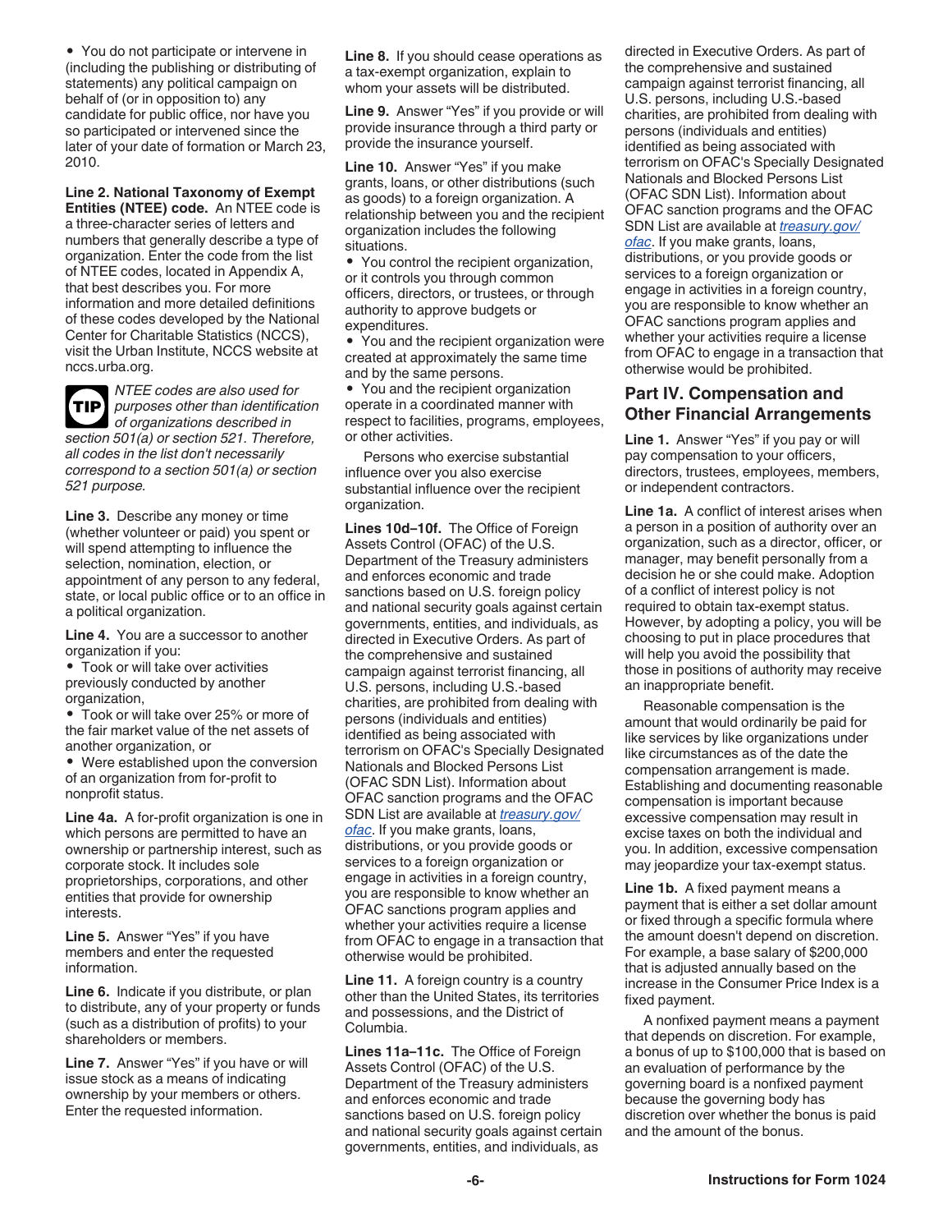- You do not participate or intervene in (including the publishing or distributing of statements) any political campaign on behalf of (or in opposition to) any candidate for public office, nor have you so participated or intervened since the later of your date of formation or March 23, 2010.

**Line 2. National Taxonomy of Exempt Entities (NTEE) code.** An NTEE code is a three-character series of letters and numbers that generally describe a type of organization. Enter the code from the list of NTEE codes, located in Appendix A, that best describes you. For more information and more detailed definitions of these codes developed by the National Center for Charitable Statistics (NCCS), visit the Urban Institute, NCCS website at nccs.urba.org.

**TIP** *NTEE codes are also used for purposes other than identification of organizations described in section 501(a) or section 521. Therefore, all codes in the list don't necessarily correspond to a section 501(a) or section 521 purpose.*

**Line 3.** Describe any money or time (whether volunteer or paid) you spent or will spend attempting to influence the selection, nomination, election, or appointment of any person to any federal, state, or local public office or to an office in a political organization.

**Line 4.** You are a successor to another organization if you:

- Took or will take over activities previously conducted by another organization,
- Took or will take over 25% or more of the fair market value of the net assets of another organization, or
- Were established upon the conversion of an organization from for-profit to nonprofit status.

**Line 4a.** A for-profit organization is one in which persons are permitted to have an ownership or partnership interest, such as corporate stock. It includes sole proprietorships, corporations, and other entities that provide for ownership interests.

**Line 5.** Answer "Yes" if you have members and enter the requested information.

**Line 6.** Indicate if you distribute, or plan to distribute, any of your property or funds (such as a distribution of profits) to your shareholders or members.

**Line 7.** Answer "Yes" if you have or will issue stock as a means of indicating ownership by your members or others. Enter the requested information.

**Line 8.** If you should cease operations as a tax-exempt organization, explain to whom your assets will be distributed.

**Line 9.** Answer "Yes" if you provide or will provide insurance through a third party or provide the insurance yourself.

**Line 10.** Answer "Yes" if you make grants, loans, or other distributions (such as goods) to a foreign organization. A relationship between you and the recipient organization includes the following situations.

- You control the recipient organization, or it controls you through common officers, directors, or trustees, or through authority to approve budgets or expenditures.
- You and the recipient organization were created at approximately the same time and by the same persons.
- You and the recipient organization operate in a coordinated manner with respect to facilities, programs, employees, or other activities.

Persons who exercise substantial influence over you also exercise substantial influence over the recipient organization.

**Lines 10d–10f.** The Office of Foreign Assets Control (OFAC) of the U.S. Department of the Treasury administers and enforces economic and trade sanctions based on U.S. foreign policy and national security goals against certain governments, entities, and individuals, as directed in Executive Orders. As part of the comprehensive and sustained campaign against terrorist financing, all U.S. persons, including U.S.-based charities, are prohibited from dealing with persons (individuals and entities) identified as being associated with terrorism on OFAC's Specially Designated Nationals and Blocked Persons List (OFAC SDN List). Information about OFAC sanction programs and the OFAC SDN List are available at *treasury.gov/ofac*. If you make grants, loans, distributions, or you provide goods or services to a foreign organization or engage in activities in a foreign country, you are responsible to know whether an OFAC sanctions program applies and whether your activities require a license from OFAC to engage in a transaction that otherwise would be prohibited.

**Line 11.** A foreign country is a country other than the United States, its territories and possessions, and the District of Columbia.

**Lines 11a–11c.** The Office of Foreign Assets Control (OFAC) of the U.S. Department of the Treasury administers and enforces economic and trade sanctions based on U.S. foreign policy and national security goals against certain governments, entities, and individuals, as directed in Executive Orders. As part of the comprehensive and sustained campaign against terrorist financing, all U.S. persons, including U.S.-based charities, are prohibited from dealing with persons (individuals and entities) identified as being associated with terrorism on OFAC's Specially Designated Nationals and Blocked Persons List (OFAC SDN List). Information about OFAC sanction programs and the OFAC SDN List are available at *treasury.gov/ofac*. If you make grants, loans, distributions, or you provide goods or services to a foreign organization or engage in activities in a foreign country, you are responsible to know whether an OFAC sanctions program applies and whether your activities require a license from OFAC to engage in a transaction that otherwise would be prohibited.

## Part IV. Compensation and Other Financial Arrangements

**Line 1.** Answer "Yes" if you pay or will pay compensation to your officers, directors, trustees, employees, members, or independent contractors.

**Line 1a.** A conflict of interest arises when a person in a position of authority over an organization, such as a director, officer, or manager, may benefit personally from a decision he or she could make. Adoption of a conflict of interest policy is not required to obtain tax-exempt status. However, by adopting a policy, you will be choosing to put in place procedures that will help you avoid the possibility that those in positions of authority may receive an inappropriate benefit.

Reasonable compensation is the amount that would ordinarily be paid for like services by like organizations under like circumstances as of the date the compensation arrangement is made. Establishing and documenting reasonable compensation is important because excessive compensation may result in excise taxes on both the individual and you. In addition, excessive compensation may jeopardize your tax-exempt status.

**Line 1b.** A fixed payment means a payment that is either a set dollar amount or fixed through a specific formula where the amount doesn't depend on discretion. For example, a base salary of $200,000 that is adjusted annually based on the increase in the Consumer Price Index is a fixed payment.

A nonfixed payment means a payment that depends on discretion. For example, a bonus of up to $100,000 that is based on an evaluation of performance by the governing board is a nonfixed payment because the governing body has discretion over whether the bonus is paid and the amount of the bonus.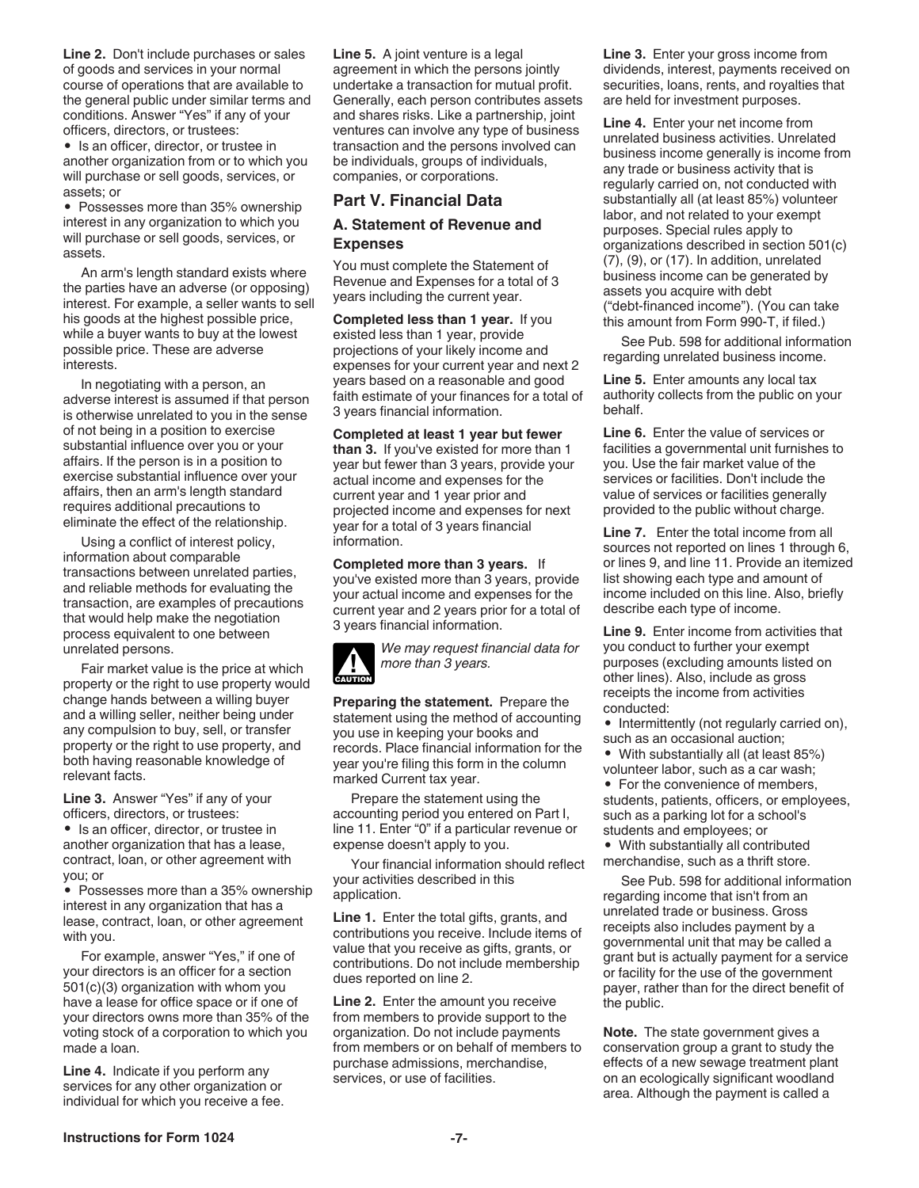**Line 2.** Don't include purchases or sales of goods and services in your normal course of operations that are available to the general public under similar terms and conditions. Answer "Yes" if any of your officers, directors, or trustees:

- Is an officer, director, or trustee in another organization from or to which you will purchase or sell goods, services, or assets; or
- Possesses more than 35% ownership interest in any organization to which you will purchase or sell goods, services, or assets.

An arm's length standard exists where the parties have an adverse (or opposing) interest. For example, a seller wants to sell his goods at the highest possible price, while a buyer wants to buy at the lowest possible price. These are adverse interests.

In negotiating with a person, an adverse interest is assumed if that person is otherwise unrelated to you in the sense of not being in a position to exercise substantial influence over you or your affairs. If the person is in a position to exercise substantial influence over your affairs, then an arm's length standard requires additional precautions to eliminate the effect of the relationship.

Using a conflict of interest policy, information about comparable transactions between unrelated parties, and reliable methods for evaluating the transaction, are examples of precautions that would help make the negotiation process equivalent to one between unrelated persons.

Fair market value is the price at which property or the right to use property would change hands between a willing buyer and a willing seller, neither being under any compulsion to buy, sell, or transfer property or the right to use property, and both having reasonable knowledge of relevant facts.

**Line 3.** Answer "Yes" if any of your officers, directors, or trustees:

- Is an officer, director, or trustee in another organization that has a lease, contract, loan, or other agreement with you; or
- Possesses more than a 35% ownership interest in any organization that has a lease, contract, loan, or other agreement with you.

For example, answer "Yes," if one of your directors is an officer for a section 501(c)(3) organization with whom you have a lease for office space or if one of your directors owns more than 35% of the voting stock of a corporation to which you made a loan.

**Line 4.** Indicate if you perform any services for any other organization or individual for which you receive a fee.

**Line 5.** A joint venture is a legal agreement in which the persons jointly undertake a transaction for mutual profit. Generally, each person contributes assets and shares risks. Like a partnership, joint ventures can involve any type of business transaction and the persons involved can be individuals, groups of individuals, companies, or corporations.

## Part V. Financial Data

### A. Statement of Revenue and Expenses

You must complete the Statement of Revenue and Expenses for a total of 3 years including the current year.

**Completed less than 1 year.** If you existed less than 1 year, provide projections of your likely income and expenses for your current year and next 2 years based on a reasonable and good faith estimate of your finances for a total of 3 years financial information.

**Completed at least 1 year but fewer than 3.** If you've existed for more than 1 year but fewer than 3 years, provide your actual income and expenses for the current year and 1 year prior and projected income and expenses for next year for a total of 3 years financial information.

**Completed more than 3 years.** If you've existed more than 3 years, provide your actual income and expenses for the current year and 2 years prior for a total of 3 years financial information.

**CAUTION** *We may request financial data for more than 3 years.*

**Preparing the statement.** Prepare the statement using the method of accounting you use in keeping your books and records. Place financial information for the year you're filing this form in the column marked Current tax year.

Prepare the statement using the accounting period you entered on Part I, line 11. Enter "0" if a particular revenue or expense doesn't apply to you.

Your financial information should reflect your activities described in this application.

**Line 1.** Enter the total gifts, grants, and contributions you receive. Include items of value that you receive as gifts, grants, or contributions. Do not include membership dues reported on line 2.

**Line 2.** Enter the amount you receive from members to provide support to the organization. Do not include payments from members or on behalf of members to purchase admissions, merchandise, services, or use of facilities.

**Line 3.** Enter your gross income from dividends, interest, payments received on securities, loans, rents, and royalties that are held for investment purposes.

**Line 4.** Enter your net income from unrelated business activities. Unrelated business income generally is income from any trade or business activity that is regularly carried on, not conducted with substantially all (at least 85%) volunteer labor, and not related to your exempt purposes. Special rules apply to organizations described in section 501(c)(7), (9), or (17). In addition, unrelated business income can be generated by assets you acquire with debt ("debt-financed income"). (You can take this amount from Form 990-T, if filed.)

See Pub. 598 for additional information regarding unrelated business income.

**Line 5.** Enter amounts any local tax authority collects from the public on your behalf.

**Line 6.** Enter the value of services or facilities a governmental unit furnishes to you. Use the fair market value of the services or facilities. Don't include the value of services or facilities generally provided to the public without charge.

**Line 7.** Enter the total income from all sources not reported on lines 1 through 6, or lines 9, and line 11. Provide an itemized list showing each type and amount of income included on this line. Also, briefly describe each type of income.

**Line 9.** Enter income from activities that you conduct to further your exempt purposes (excluding amounts listed on other lines). Also, include as gross receipts the income from activities conducted:

- Intermittently (not regularly carried on), such as an occasional auction;
- With substantially all (at least 85%) volunteer labor, such as a car wash;
- For the convenience of members, students, patients, officers, or employees, such as a parking lot for a school's students and employees; or
- With substantially all contributed merchandise, such as a thrift store.

See Pub. 598 for additional information regarding income that isn't from an unrelated trade or business. Gross receipts also includes payment by a governmental unit that may be called a grant but is actually payment for a service or facility for the use of the government payer, rather than for the direct benefit of the public.

**Note.** The state government gives a conservation group a grant to study the effects of a new sewage treatment plant on an ecologically significant woodland area. Although the payment is called a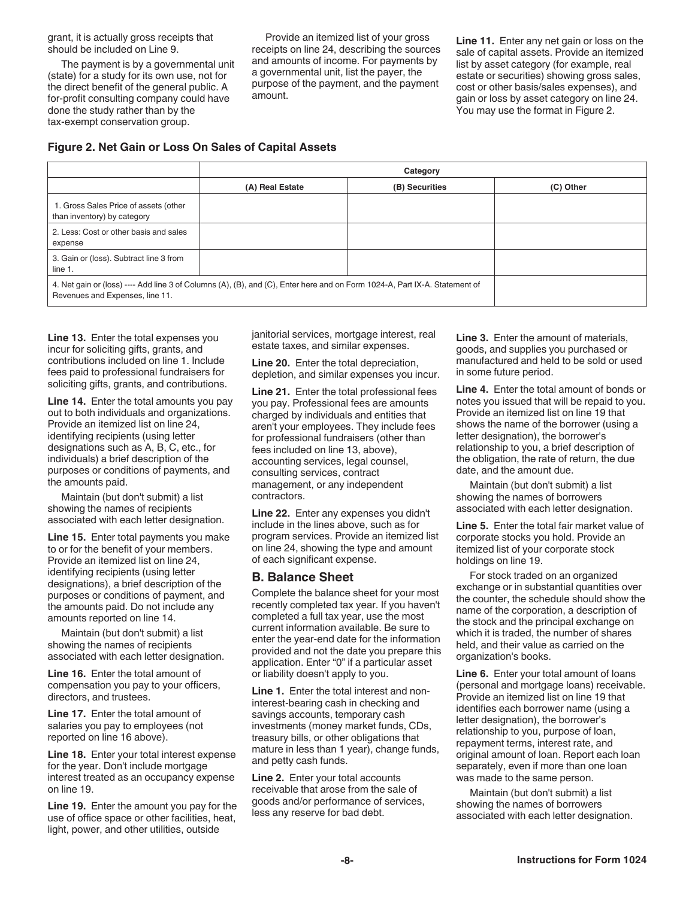grant, it is actually gross receipts that should be included on Line 9.

The payment is by a governmental unit (state) for a study for its own use, not for the direct benefit of the general public. A for-profit consulting company could have done the study rather than by the tax-exempt conservation group.

Provide an itemized list of your gross receipts on line 24, describing the sources and amounts of income. For payments by a governmental unit, list the payer, the purpose of the payment, and the payment amount.

**Line 11.** Enter any net gain or loss on the sale of capital assets. Provide an itemized list by asset category (for example, real estate or securities) showing gross sales, cost or other basis/sales expenses), and gain or loss by asset category on line 24. You may use the format in Figure 2.

**Figure 2. Net Gain or Loss On Sales of Capital Assets**

| | Category | | |
|---|---|---|---|
| | (A) Real Estate | (B) Securities | (C) Other |
| 1. Gross Sales Price of assets (other than inventory) by category | | | |
| 2. Less: Cost or other basis and sales expense | | | |
| 3. Gain or (loss). Subtract line 3 from line 1. | | | |
| 4. Net gain or (loss) ---- Add line 3 of Columns (A), (B), and (C), Enter here and on Form 1024-A, Part IX-A. Statement of Revenues and Expenses, line 11. | | | |

**Line 13.** Enter the total expenses you incur for soliciting gifts, grants, and contributions included on line 1. Include fees paid to professional fundraisers for soliciting gifts, grants, and contributions.

**Line 14.** Enter the total amounts you pay out to both individuals and organizations. Provide an itemized list on line 24, identifying recipients (using letter designations such as A, B, C, etc., for individuals) a brief description of the purposes or conditions of payments, and the amounts paid.

Maintain (but don't submit) a list showing the names of recipients associated with each letter designation.

**Line 15.** Enter total payments you make to or for the benefit of your members. Provide an itemized list on line 24, identifying recipients (using letter designations), a brief description of the purposes or conditions of payment, and the amounts paid. Do not include any amounts reported on line 14.

Maintain (but don't submit) a list showing the names of recipients associated with each letter designation.

**Line 16.** Enter the total amount of compensation you pay to your officers, directors, and trustees.

**Line 17.** Enter the total amount of salaries you pay to employees (not reported on line 16 above).

**Line 18.** Enter your total interest expense for the year. Don't include mortgage interest treated as an occupancy expense on line 19.

**Line 19.** Enter the amount you pay for the use of office space or other facilities, heat, light, power, and other utilities, outside janitorial services, mortgage interest, real estate taxes, and similar expenses.

**Line 20.** Enter the total depreciation, depletion, and similar expenses you incur.

**Line 21.** Enter the total professional fees you pay. Professional fees are amounts charged by individuals and entities that aren't your employees. They include fees for professional fundraisers (other than fees included on line 13, above), accounting services, legal counsel, consulting services, contract management, or any independent contractors.

**Line 22.** Enter any expenses you didn't include in the lines above, such as for program services. Provide an itemized list on line 24, showing the type and amount of each significant expense.

## B. Balance Sheet

Complete the balance sheet for your most recently completed tax year. If you haven't completed a full tax year, use the most current information available. Be sure to enter the year-end date for the information provided and not the date you prepare this application. Enter "0" if a particular asset or liability doesn't apply to you.

**Line 1.** Enter the total interest and non-interest-bearing cash in checking and savings accounts, temporary cash investments (money market funds, CDs, treasury bills, or other obligations that mature in less than 1 year), change funds, and petty cash funds.

**Line 2.** Enter your total accounts receivable that arose from the sale of goods and/or performance of services, less any reserve for bad debt.

**Line 3.** Enter the amount of materials, goods, and supplies you purchased or manufactured and held to be sold or used in some future period.

**Line 4.** Enter the total amount of bonds or notes you issued that will be repaid to you. Provide an itemized list on line 19 that shows the name of the borrower (using a letter designation), the borrower's relationship to you, a brief description of the obligation, the rate of return, the due date, and the amount due.

Maintain (but don't submit) a list showing the names of borrowers associated with each letter designation.

**Line 5.** Enter the total fair market value of corporate stocks you hold. Provide an itemized list of your corporate stock holdings on line 19.

For stock traded on an organized exchange or in substantial quantities over the counter, the schedule should show the name of the corporation, a description of the stock and the principal exchange on which it is traded, the number of shares held, and their value as carried on the organization's books.

**Line 6.** Enter your total amount of loans (personal and mortgage loans) receivable. Provide an itemized list on line 19 that identifies each borrower name (using a letter designation), the borrower's relationship to you, purpose of loan, repayment terms, interest rate, and original amount of loan. Report each loan separately, even if more than one loan was made to the same person.

Maintain (but don't submit) a list showing the names of borrowers associated with each letter designation.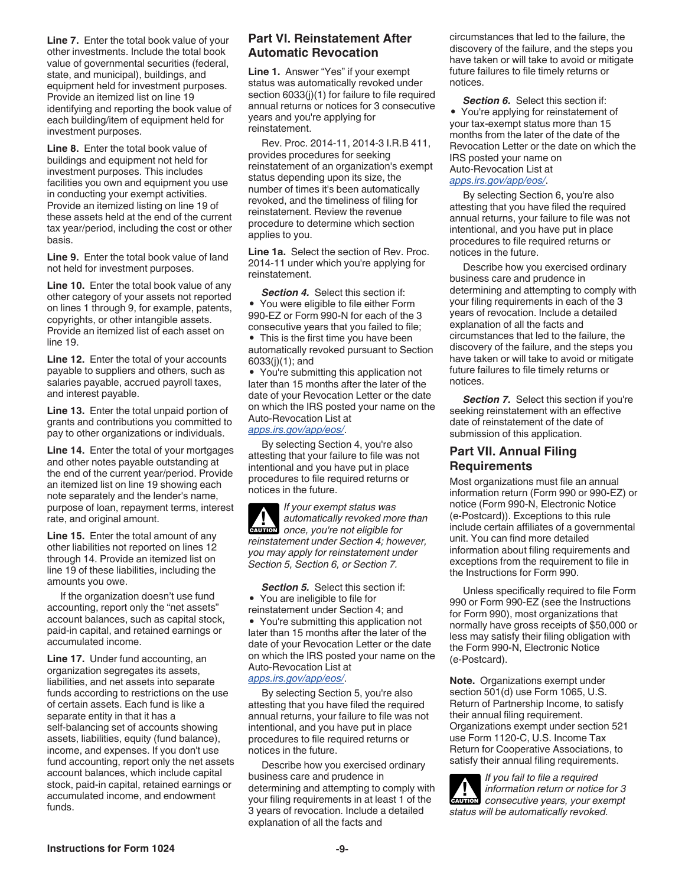**Line 7.** Enter the total book value of your other investments. Include the total book value of governmental securities (federal, state, and municipal), buildings, and equipment held for investment purposes. Provide an itemized list on line 19 identifying and reporting the book value of each building/item of equipment held for investment purposes.

**Line 8.** Enter the total book value of buildings and equipment not held for investment purposes. This includes facilities you own and equipment you use in conducting your exempt activities. Provide an itemized listing on line 19 of these assets held at the end of the current tax year/period, including the cost or other basis.

**Line 9.** Enter the total book value of land not held for investment purposes.

**Line 10.** Enter the total book value of any other category of your assets not reported on lines 1 through 9, for example, patents, copyrights, or other intangible assets. Provide an itemized list of each asset on line 19.

**Line 12.** Enter the total of your accounts payable to suppliers and others, such as salaries payable, accrued payroll taxes, and interest payable.

**Line 13.** Enter the total unpaid portion of grants and contributions you committed to pay to other organizations or individuals.

**Line 14.** Enter the total of your mortgages and other notes payable outstanding at the end of the current year/period. Provide an itemized list on line 19 showing each note separately and the lender's name, purpose of loan, repayment terms, interest rate, and original amount.

**Line 15.** Enter the total amount of any other liabilities not reported on lines 12 through 14. Provide an itemized list on line 19 of these liabilities, including the amounts you owe.

If the organization doesn't use fund accounting, report only the "net assets" account balances, such as capital stock, paid-in capital, and retained earnings or accumulated income.

**Line 17.** Under fund accounting, an organization segregates its assets, liabilities, and net assets into separate funds according to restrictions on the use of certain assets. Each fund is like a separate entity in that it has a self-balancing set of accounts showing assets, liabilities, equity (fund balance), income, and expenses. If you don't use fund accounting, report only the net assets account balances, which include capital stock, paid-in capital, retained earnings or accumulated income, and endowment funds.

## Part VI. Reinstatement After Automatic Revocation

**Line 1.** Answer "Yes" if your exempt status was automatically revoked under section 6033(j)(1) for failure to file required annual returns or notices for 3 consecutive years and you're applying for reinstatement.

Rev. Proc. 2014-11, 2014-3 I.R.B 411, provides procedures for seeking reinstatement of an organization's exempt status depending upon its size, the number of times it's been automatically revoked, and the timeliness of filing for reinstatement. Review the revenue procedure to determine which section applies to you.

**Line 1a.** Select the section of Rev. Proc. 2014-11 under which you're applying for reinstatement.

***Section 4.*** Select this section if:

- You were eligible to file either Form 990-EZ or Form 990-N for each of the 3 consecutive years that you failed to file;
- This is the first time you have been automatically revoked pursuant to Section 6033(j)(1); and
- You're submitting this application not later than 15 months after the later of the date of your Revocation Letter or the date on which the IRS posted your name on the Auto-Revocation List at *apps.irs.gov/app/eos/*.

By selecting Section 4, you're also attesting that your failure to file was not intentional and you have put in place procedures to file required returns or notices in the future.

**CAUTION** *If your exempt status was automatically revoked more than once, you're not eligible for reinstatement under Section 4; however, you may apply for reinstatement under Section 5, Section 6, or Section 7.*

***Section 5.*** Select this section if:

- You are ineligible to file for reinstatement under Section 4; and
- You're submitting this application not later than 15 months after the later of the date of your Revocation Letter or the date on which the IRS posted your name on the Auto-Revocation List at *apps.irs.gov/app/eos/*.

By selecting Section 5, you're also attesting that you have filed the required annual returns, your failure to file was not intentional, and you have put in place procedures to file required returns or notices in the future.

Describe how you exercised ordinary business care and prudence in determining and attempting to comply with your filing requirements in at least 1 of the 3 years of revocation. Include a detailed explanation of all the facts and circumstances that led to the failure, the discovery of the failure, and the steps you have taken or will take to avoid or mitigate future failures to file timely returns or notices.

***Section 6.*** Select this section if:

- You're applying for reinstatement of your tax-exempt status more than 15 months from the later of the date of the Revocation Letter or the date on which the IRS posted your name on Auto-Revocation List at *apps.irs.gov/app/eos/*.

By selecting Section 6, you're also attesting that you have filed the required annual returns, your failure to file was not intentional, and you have put in place procedures to file required returns or notices in the future.

Describe how you exercised ordinary business care and prudence in determining and attempting to comply with your filing requirements in each of the 3 years of revocation. Include a detailed explanation of all the facts and circumstances that led to the failure, the discovery of the failure, and the steps you have taken or will take to avoid or mitigate future failures to file timely returns or notices.

***Section 7.*** Select this section if you're seeking reinstatement with an effective date of reinstatement of the date of submission of this application.

## Part VII. Annual Filing Requirements

Most organizations must file an annual information return (Form 990 or 990-EZ) or notice (Form 990-N, Electronic Notice (e-Postcard)). Exceptions to this rule include certain affiliates of a governmental unit. You can find more detailed information about filing requirements and exceptions from the requirement to file in the Instructions for Form 990.

Unless specifically required to file Form 990 or Form 990-EZ (see the Instructions for Form 990), most organizations that normally have gross receipts of $50,000 or less may satisfy their filing obligation with the Form 990-N, Electronic Notice (e-Postcard).

**Note.** Organizations exempt under section 501(d) use Form 1065, U.S. Return of Partnership Income, to satisfy their annual filing requirement. Organizations exempt under section 521 use Form 1120-C, U.S. Income Tax Return for Cooperative Associations, to satisfy their annual filing requirements.

**CAUTION** *If you fail to file a required information return or notice for 3 consecutive years, your exempt status will be automatically revoked.*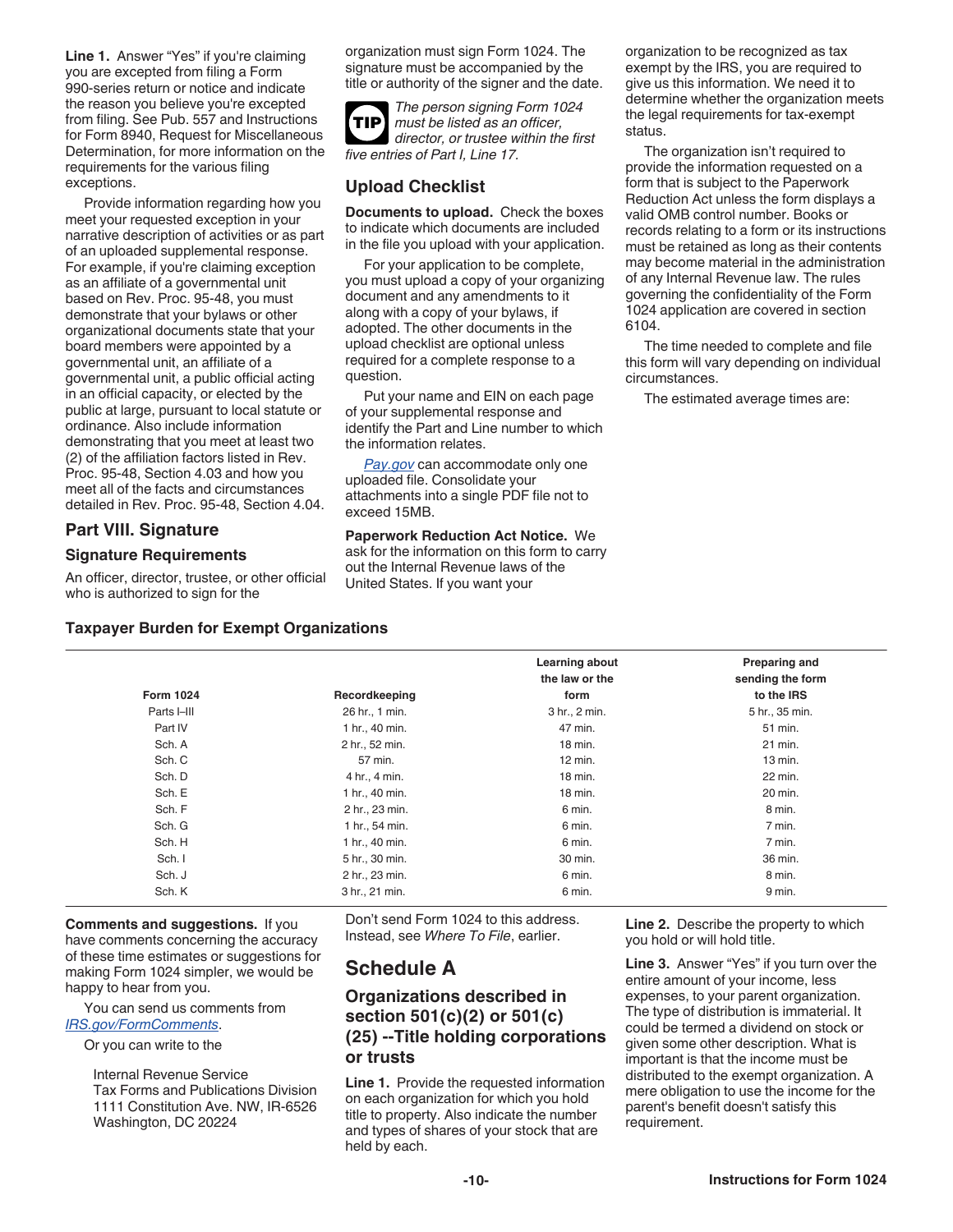**Line 1.** Answer "Yes" if you're claiming you are excepted from filing a Form 990-series return or notice and indicate the reason you believe you're excepted from filing. See Pub. 557 and Instructions for Form 8940, Request for Miscellaneous Determination, for more information on the requirements for the various filing exceptions.

Provide information regarding how you meet your requested exception in your narrative description of activities or as part of an uploaded supplemental response. For example, if you're claiming exception as an affiliate of a governmental unit based on Rev. Proc. 95-48, you must demonstrate that your bylaws or other organizational documents state that your board members were appointed by a governmental unit, an affiliate of a governmental unit, a public official acting in an official capacity, or elected by the public at large, pursuant to local statute or ordinance. Also include information demonstrating that you meet at least two (2) of the affiliation factors listed in Rev. Proc. 95-48, Section 4.03 and how you meet all of the facts and circumstances detailed in Rev. Proc. 95-48, Section 4.04.

## Part VIII. Signature

### Signature Requirements

An officer, director, trustee, or other official who is authorized to sign for the organization must sign Form 1024. The signature must be accompanied by the title or authority of the signer and the date.

**TIP** *The person signing Form 1024 must be listed as an officer, director, or trustee within the first five entries of Part I, Line 17.*

### Upload Checklist

**Documents to upload.** Check the boxes to indicate which documents are included in the file you upload with your application.

For your application to be complete, you must upload a copy of your organizing document and any amendments to it along with a copy of your bylaws, if adopted. The other documents in the upload checklist are optional unless required for a complete response to a question.

Put your name and EIN on each page of your supplemental response and identify the Part and Line number to which the information relates.

*Pay.gov* can accommodate only one uploaded file. Consolidate your attachments into a single PDF file not to exceed 15MB.

**Paperwork Reduction Act Notice.** We ask for the information on this form to carry out the Internal Revenue laws of the United States. If you want your organization to be recognized as tax exempt by the IRS, you are required to give us this information. We need it to determine whether the organization meets the legal requirements for tax-exempt status.

The organization isn't required to provide the information requested on a form that is subject to the Paperwork Reduction Act unless the form displays a valid OMB control number. Books or records relating to a form or its instructions must be retained as long as their contents may become material in the administration of any Internal Revenue law. The rules governing the confidentiality of the Form 1024 application are covered in section 6104.

The time needed to complete and file this form will vary depending on individual circumstances.

The estimated average times are:

**Taxpayer Burden for Exempt Organizations**

| Form 1024 | Recordkeeping | Learning about the law or the form | Preparing and sending the form to the IRS |
|---|---|---|---|
| Parts I–III | 26 hr., 1 min. | 3 hr., 2 min. | 5 hr., 35 min. |
| Part IV | 1 hr., 40 min. | 47 min. | 51 min. |
| Sch. A | 2 hr., 52 min. | 18 min. | 21 min. |
| Sch. C | 57 min. | 12 min. | 13 min. |
| Sch. D | 4 hr., 4 min. | 18 min. | 22 min. |
| Sch. E | 1 hr., 40 min. | 18 min. | 20 min. |
| Sch. F | 2 hr., 23 min. | 6 min. | 8 min. |
| Sch. G | 1 hr., 54 min. | 6 min. | 7 min. |
| Sch. H | 1 hr., 40 min. | 6 min. | 7 min. |
| Sch. I | 5 hr., 30 min. | 30 min. | 36 min. |
| Sch. J | 2 hr., 23 min. | 6 min. | 8 min. |
| Sch. K | 3 hr., 21 min. | 6 min. | 9 min. |

**Comments and suggestions.** If you have comments concerning the accuracy of these time estimates or suggestions for making Form 1024 simpler, we would be happy to hear from you.

You can send us comments from *IRS.gov/FormComments*.

Or you can write to the

Internal Revenue Service
Tax Forms and Publications Division
1111 Constitution Ave. NW, IR-6526
Washington, DC 20224

Don't send Form 1024 to this address. Instead, see *Where To File*, earlier.

# Schedule A

## Organizations described in section 501(c)(2) or 501(c)(25) --Title holding corporations or trusts

**Line 1.** Provide the requested information on each organization for which you hold title to property. Also indicate the number and types of shares of your stock that are held by each.

**Line 2.** Describe the property to which you hold or will hold title.

**Line 3.** Answer "Yes" if you turn over the entire amount of your income, less expenses, to your parent organization. The type of distribution is immaterial. It could be termed a dividend on stock or given some other description. What is important is that the income must be distributed to the exempt organization. A mere obligation to use the income for the parent's benefit doesn't satisfy this requirement.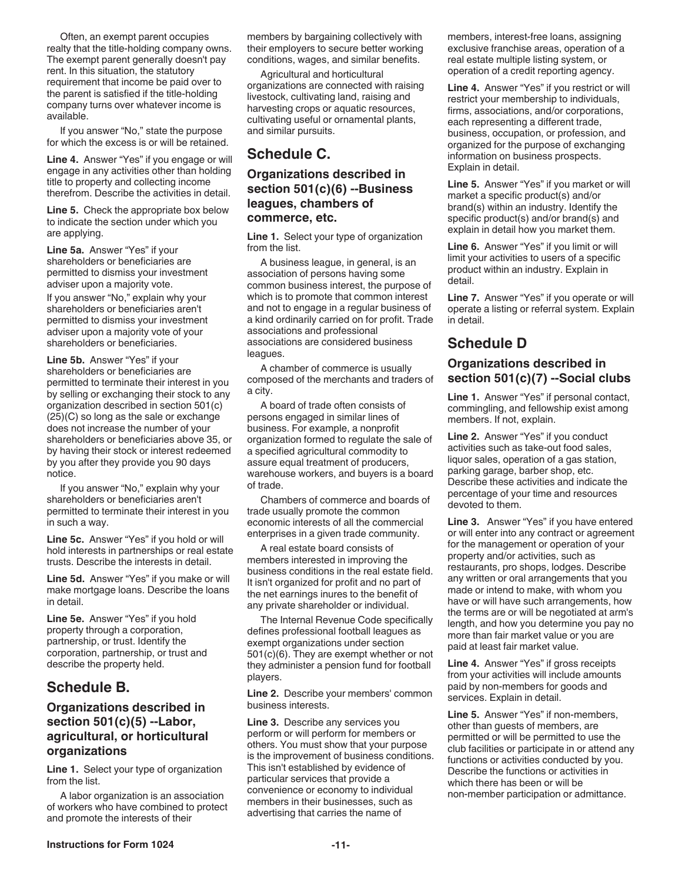Often, an exempt parent occupies realty that the title-holding company owns. The exempt parent generally doesn't pay rent. In this situation, the statutory requirement that income be paid over to the parent is satisfied if the title-holding company turns over whatever income is available.

If you answer "No," state the purpose for which the excess is or will be retained.

**Line 4.** Answer "Yes" if you engage or will engage in any activities other than holding title to property and collecting income therefrom. Describe the activities in detail.

**Line 5.** Check the appropriate box below to indicate the section under which you are applying.

**Line 5a.** Answer "Yes" if your shareholders or beneficiaries are permitted to dismiss your investment adviser upon a majority vote.

If you answer "No," explain why your shareholders or beneficiaries aren't permitted to dismiss your investment adviser upon a majority vote of your shareholders or beneficiaries.

**Line 5b.** Answer "Yes" if your shareholders or beneficiaries are permitted to terminate their interest in you by selling or exchanging their stock to any organization described in section 501(c)(25)(C) so long as the sale or exchange does not increase the number of your shareholders or beneficiaries above 35, or by having their stock or interest redeemed by you after they provide you 90 days notice.

If you answer "No," explain why your shareholders or beneficiaries aren't permitted to terminate their interest in you in such a way.

**Line 5c.** Answer "Yes" if you hold or will hold interests in partnerships or real estate trusts. Describe the interests in detail.

**Line 5d.** Answer "Yes" if you make or will make mortgage loans. Describe the loans in detail.

**Line 5e.** Answer "Yes" if you hold property through a corporation, partnership, or trust. Identify the corporation, partnership, or trust and describe the property held.

## Schedule B.

### Organizations described in section 501(c)(5) --Labor, agricultural, or horticultural organizations

**Line 1.** Select your type of organization from the list.

A labor organization is an association of workers who have combined to protect and promote the interests of their members by bargaining collectively with their employers to secure better working conditions, wages, and similar benefits.

Agricultural and horticultural organizations are connected with raising livestock, cultivating land, raising and harvesting crops or aquatic resources, cultivating useful or ornamental plants, and similar pursuits.

## Schedule C.

### Organizations described in section 501(c)(6) --Business leagues, chambers of commerce, etc.

**Line 1.** Select your type of organization from the list.

A business league, in general, is an association of persons having some common business interest, the purpose of which is to promote that common interest and not to engage in a regular business of a kind ordinarily carried on for profit. Trade associations and professional associations are considered business leagues.

A chamber of commerce is usually composed of the merchants and traders of a city.

A board of trade often consists of persons engaged in similar lines of business. For example, a nonprofit organization formed to regulate the sale of a specified agricultural commodity to assure equal treatment of producers, warehouse workers, and buyers is a board of trade.

Chambers of commerce and boards of trade usually promote the common economic interests of all the commercial enterprises in a given trade community.

A real estate board consists of members interested in improving the business conditions in the real estate field. It isn't organized for profit and no part of the net earnings inures to the benefit of any private shareholder or individual.

The Internal Revenue Code specifically defines professional football leagues as exempt organizations under section 501(c)(6). They are exempt whether or not they administer a pension fund for football players.

**Line 2.** Describe your members' common business interests.

**Line 3.** Describe any services you perform or will perform for members or others. You must show that your purpose is the improvement of business conditions. This isn't established by evidence of particular services that provide a convenience or economy to individual members in their businesses, such as advertising that carries the name of members, interest-free loans, assigning exclusive franchise areas, operation of a real estate multiple listing system, or operation of a credit reporting agency.

**Line 4.** Answer "Yes" if you restrict or will restrict your membership to individuals, firms, associations, and/or corporations, each representing a different trade, business, occupation, or profession, and organized for the purpose of exchanging information on business prospects. Explain in detail.

**Line 5.** Answer "Yes" if you market or will market a specific product(s) and/or brand(s) within an industry. Identify the specific product(s) and/or brand(s) and explain in detail how you market them.

**Line 6.** Answer "Yes" if you limit or will limit your activities to users of a specific product within an industry. Explain in detail.

**Line 7.** Answer "Yes" if you operate or will operate a listing or referral system. Explain in detail.

## Schedule D

### Organizations described in section 501(c)(7) --Social clubs

**Line 1.** Answer "Yes" if personal contact, commingling, and fellowship exist among members. If not, explain.

**Line 2.** Answer "Yes" if you conduct activities such as take-out food sales, liquor sales, operation of a gas station, parking garage, barber shop, etc. Describe these activities and indicate the percentage of your time and resources devoted to them.

**Line 3.** Answer "Yes" if you have entered or will enter into any contract or agreement for the management or operation of your property and/or activities, such as restaurants, pro shops, lodges. Describe any written or oral arrangements that you made or intend to make, with whom you have or will have such arrangements, how the terms are or will be negotiated at arm's length, and how you determine you pay no more than fair market value or you are paid at least fair market value.

**Line 4.** Answer "Yes" if gross receipts from your activities will include amounts paid by non-members for goods and services. Explain in detail.

**Line 5.** Answer "Yes" if non-members, other than guests of members, are permitted or will be permitted to use the club facilities or participate in or attend any functions or activities conducted by you. Describe the functions or activities in which there has been or will be non-member participation or admittance.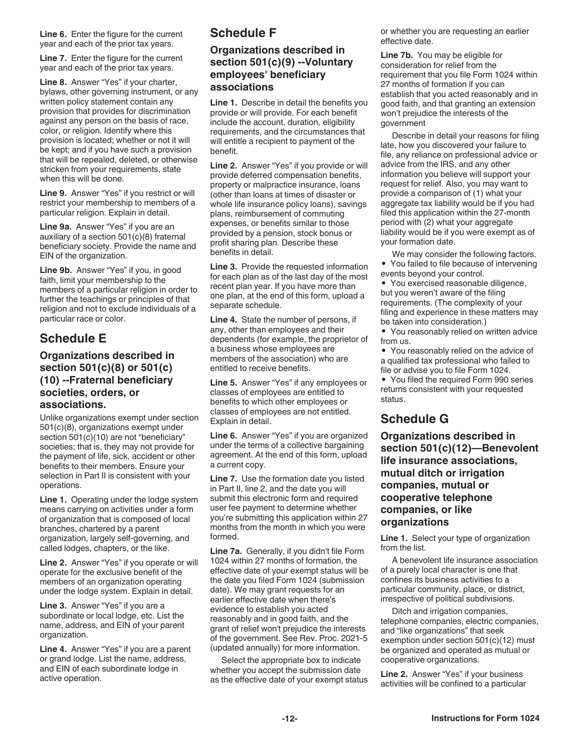**Line 6.** Enter the figure for the current year and each of the prior tax years.

**Line 7.** Enter the figure for the current year and each of the prior tax years.

**Line 8.** Answer "Yes" if your charter, bylaws, other governing instrument, or any written policy statement contain any provision that provides for discrimination against any person on the basis of race, color, or religion. Identify where this provision is located; whether or not it will be kept; and if you have such a provision that will be repealed, deleted, or otherwise stricken from your requirements, state when this will be done.

**Line 9.** Answer "Yes" if you restrict or will restrict your membership to members of a particular religion. Explain in detail.

**Line 9a.** Answer "Yes" if you are an auxiliary of a section 501(c)(8) fraternal beneficiary society. Provide the name and EIN of the organization.

**Line 9b.** Answer "Yes" if you, in good faith, limit your membership to the members of a particular religion in order to further the teachings or principles of that religion and not to exclude individuals of a particular race or color.

## Schedule E

### Organizations described in section 501(c)(8) or 501(c)(10) --Fraternal beneficiary societies, orders, or associations.

Unlike organizations exempt under section 501(c)(8), organizations exempt under section 501(c)(10) are not "beneficiary" societies; that is, they may not provide for the payment of life, sick, accident or other benefits to their members. Ensure your selection in Part II is consistent with your operations.

**Line 1.** Operating under the lodge system means carrying on activities under a form of organization that is composed of local branches, chartered by a parent organization, largely self-governing, and called lodges, chapters, or the like.

**Line 2.** Answer "Yes" if you operate or will operate for the exclusive benefit of the members of an organization operating under the lodge system. Explain in detail.

**Line 3.** Answer "Yes" if you are a subordinate or local lodge, etc. List the name, address, and EIN of your parent organization.

**Line 4.** Answer "Yes" if you are a parent or grand lodge. List the name, address, and EIN of each subordinate lodge in active operation.

## Schedule F

### Organizations described in section 501(c)(9) --Voluntary employees' beneficiary associations

**Line 1.** Describe in detail the benefits you provide or will provide. For each benefit include the account, duration, eligibility requirements, and the circumstances that will entitle a recipient to payment of the benefit.

**Line 2.** Answer "Yes" if you provide or will provide deferred compensation benefits, property or malpractice insurance, loans (other than loans at times of disaster or whole life insurance policy loans), savings plans, reimbursement of commuting expenses, or benefits similar to those provided by a pension, stock bonus or profit sharing plan. Describe these benefits in detail.

**Line 3.** Provide the requested information for each plan as of the last day of the most recent plan year. If you have more than one plan, at the end of this form, upload a separate schedule.

**Line 4.** State the number of persons, if any, other than employees and their dependents (for example, the proprietor of a business whose employees are members of the association) who are entitled to receive benefits.

**Line 5.** Answer "Yes" if any employees or classes of employees are entitled to benefits to which other employees or classes of employees are not entitled. Explain in detail.

**Line 6.** Answer "Yes" if you are organized under the terms of a collective bargaining agreement. At the end of this form, upload a current copy.

**Line 7.** Use the formation date you listed in Part II, line 2, and the date you will submit this electronic form and required user fee payment to determine whether you're submitting this application within 27 months from the month in which you were formed.

**Line 7a.** Generally, if you didn't file Form 1024 within 27 months of formation, the effective date of your exempt status will be the date you filed Form 1024 (submission date). We may grant requests for an earlier effective date when there's evidence to establish you acted reasonably and in good faith, and the grant of relief won't prejudice the interests of the government. See Rev. Proc. 2021-5 (updated annually) for more information.

Select the appropriate box to indicate whether you accept the submission date as the effective date of your exempt status or whether you are requesting an earlier effective date.

**Line 7b.** You may be eligible for consideration for relief from the requirement that you file Form 1024 within 27 months of formation if you can establish that you acted reasonably and in good faith, and that granting an extension won't prejudice the interests of the government

Describe in detail your reasons for filing late, how you discovered your failure to file, any reliance on professional advice or advice from the IRS, and any other information you believe will support your request for relief. Also, you may want to provide a comparison of (1) what your aggregate tax liability would be if you had filed this application within the 27-month period with (2) what your aggregate liability would be if you were exempt as of your formation date.

We may consider the following factors.

- You failed to file because of intervening events beyond your control.
- You exercised reasonable diligence, but you weren't aware of the filing requirements. (The complexity of your filing and experience in these matters may be taken into consideration.)
- You reasonably relied on written advice from us.
- You reasonably relied on the advice of a qualified tax professional who failed to file or advise you to file Form 1024.
- You filed the required Form 990 series returns consistent with your requested status.

## Schedule G

### Organizations described in section 501(c)(12)—Benevolent life insurance associations, mutual ditch or irrigation companies, mutual or cooperative telephone companies, or like organizations

**Line 1.** Select your type of organization from the list.

A benevolent life insurance association of a purely local character is one that confines its business activities to a particular community, place, or district, irrespective of political subdivisions.

Ditch and irrigation companies, telephone companies, electric companies, and "like organizations" that seek exemption under section 501(c)(12) must be organized and operated as mutual or cooperative organizations.

**Line 2.** Answer "Yes" if your business activities will be confined to a particular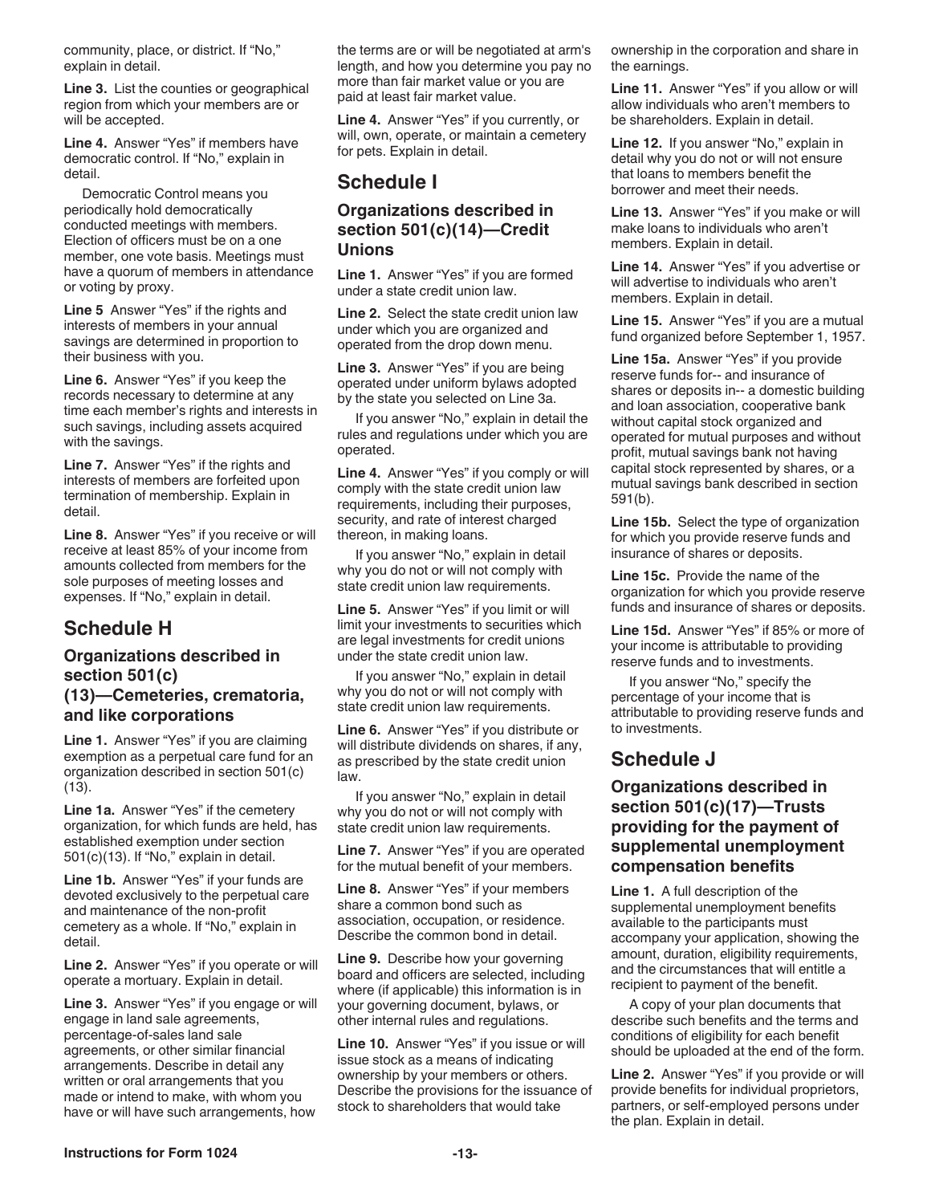community, place, or district. If "No," explain in detail.

**Line 3.** List the counties or geographical region from which your members are or will be accepted.

**Line 4.** Answer "Yes" if members have democratic control. If "No," explain in detail.

Democratic Control means you periodically hold democratically conducted meetings with members. Election of officers must be on a one member, one vote basis. Meetings must have a quorum of members in attendance or voting by proxy.

**Line 5** Answer "Yes" if the rights and interests of members in your annual savings are determined in proportion to their business with you.

**Line 6.** Answer "Yes" if you keep the records necessary to determine at any time each member's rights and interests in such savings, including assets acquired with the savings.

**Line 7.** Answer "Yes" if the rights and interests of members are forfeited upon termination of membership. Explain in detail.

**Line 8.** Answer "Yes" if you receive or will receive at least 85% of your income from amounts collected from members for the sole purposes of meeting losses and expenses. If "No," explain in detail.

# Schedule H

### Organizations described in section 501(c)(13)—Cemeteries, crematoria, and like corporations

**Line 1.** Answer "Yes" if you are claiming exemption as a perpetual care fund for an organization described in section 501(c)(13).

**Line 1a.** Answer "Yes" if the cemetery organization, for which funds are held, has established exemption under section 501(c)(13). If "No," explain in detail.

**Line 1b.** Answer "Yes" if your funds are devoted exclusively to the perpetual care and maintenance of the non-profit cemetery as a whole. If "No," explain in detail.

**Line 2.** Answer "Yes" if you operate or will operate a mortuary. Explain in detail.

**Line 3.** Answer "Yes" if you engage or will engage in land sale agreements, percentage-of-sales land sale agreements, or other similar financial arrangements. Describe in detail any written or oral arrangements that you made or intend to make, with whom you have or will have such arrangements, how the terms are or will be negotiated at arm's length, and how you determine you pay no more than fair market value or you are paid at least fair market value.

**Line 4.** Answer "Yes" if you currently, or will, own, operate, or maintain a cemetery for pets. Explain in detail.

# Schedule I

### Organizations described in section 501(c)(14)—Credit Unions

**Line 1.** Answer "Yes" if you are formed under a state credit union law.

**Line 2.** Select the state credit union law under which you are organized and operated from the drop down menu.

**Line 3.** Answer "Yes" if you are being operated under uniform bylaws adopted by the state you selected on Line 3a.

If you answer "No," explain in detail the rules and regulations under which you are operated.

**Line 4.** Answer "Yes" if you comply or will comply with the state credit union law requirements, including their purposes, security, and rate of interest charged thereon, in making loans.

If you answer "No," explain in detail why you do not or will not comply with state credit union law requirements.

**Line 5.** Answer "Yes" if you limit or will limit your investments to securities which are legal investments for credit unions under the state credit union law.

If you answer "No," explain in detail why you do not or will not comply with state credit union law requirements.

**Line 6.** Answer "Yes" if you distribute or will distribute dividends on shares, if any, as prescribed by the state credit union law.

If you answer "No," explain in detail why you do not or will not comply with state credit union law requirements.

**Line 7.** Answer "Yes" if you are operated for the mutual benefit of your members.

**Line 8.** Answer "Yes" if your members share a common bond such as association, occupation, or residence. Describe the common bond in detail.

**Line 9.** Describe how your governing board and officers are selected, including where (if applicable) this information is in your governing document, bylaws, or other internal rules and regulations.

**Line 10.** Answer "Yes" if you issue or will issue stock as a means of indicating ownership by your members or others. Describe the provisions for the issuance of stock to shareholders that would take ownership in the corporation and share in the earnings.

**Line 11.** Answer "Yes" if you allow or will allow individuals who aren't members to be shareholders. Explain in detail.

**Line 12.** If you answer "No," explain in detail why you do not or will not ensure that loans to members benefit the borrower and meet their needs.

**Line 13.** Answer "Yes" if you make or will make loans to individuals who aren't members. Explain in detail.

**Line 14.** Answer "Yes" if you advertise or will advertise to individuals who aren't members. Explain in detail.

**Line 15.** Answer "Yes" if you are a mutual fund organized before September 1, 1957.

**Line 15a.** Answer "Yes" if you provide reserve funds for-- and insurance of shares or deposits in-- a domestic building and loan association, cooperative bank without capital stock organized and operated for mutual purposes and without profit, mutual savings bank not having capital stock represented by shares, or a mutual savings bank described in section 591(b).

**Line 15b.** Select the type of organization for which you provide reserve funds and insurance of shares or deposits.

**Line 15c.** Provide the name of the organization for which you provide reserve funds and insurance of shares or deposits.

**Line 15d.** Answer "Yes" if 85% or more of your income is attributable to providing reserve funds and to investments.

If you answer "No," specify the percentage of your income that is attributable to providing reserve funds and to investments.

# Schedule J

### Organizations described in section 501(c)(17)—Trusts providing for the payment of supplemental unemployment compensation benefits

**Line 1.** A full description of the supplemental unemployment benefits available to the participants must accompany your application, showing the amount, duration, eligibility requirements, and the circumstances that will entitle a recipient to payment of the benefit.

A copy of your plan documents that describe such benefits and the terms and conditions of eligibility for each benefit should be uploaded at the end of the form.

**Line 2.** Answer "Yes" if you provide or will provide benefits for individual proprietors, partners, or self-employed persons under the plan. Explain in detail.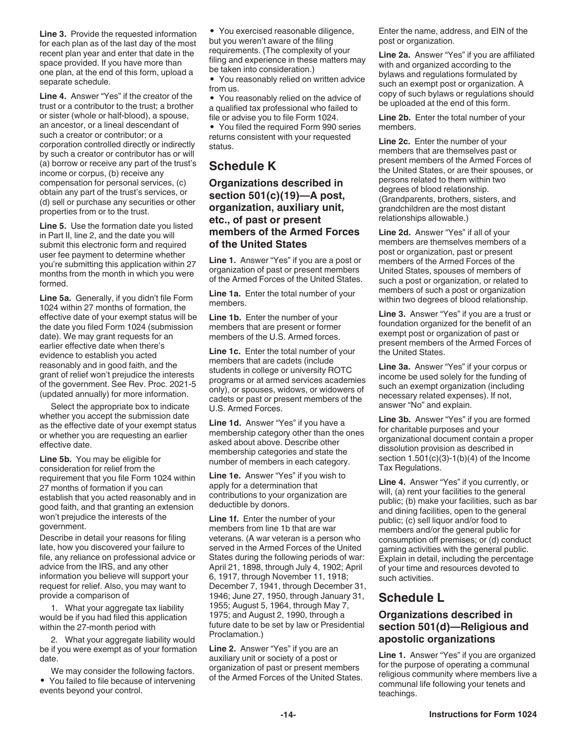**Line 3.** Provide the requested information for each plan as of the last day of the most recent plan year and enter that date in the space provided. If you have more than one plan, at the end of this form, upload a separate schedule.

**Line 4.** Answer "Yes" if the creator of the trust or a contributor to the trust; a brother or sister (whole or half-blood), a spouse, an ancestor, or a lineal descendant of such a creator or contributor; or a corporation controlled directly or indirectly by such a creator or contributor has or will (a) borrow or receive any part of the trust's income or corpus, (b) receive any compensation for personal services, (c) obtain any part of the trust's services, or (d) sell or purchase any securities or other properties from or to the trust.

**Line 5.** Use the formation date you listed in Part II, line 2, and the date you will submit this electronic form and required user fee payment to determine whether you're submitting this application within 27 months from the month in which you were formed.

**Line 5a.** Generally, if you didn't file Form 1024 within 27 months of formation, the effective date of your exempt status will be the date you filed Form 1024 (submission date). We may grant requests for an earlier effective date when there's evidence to establish you acted reasonably and in good faith, and the grant of relief won't prejudice the interests of the government. See Rev. Proc. 2021-5 (updated annually) for more information.

Select the appropriate box to indicate whether you accept the submission date as the effective date of your exempt status or whether you are requesting an earlier effective date.

**Line 5b.** You may be eligible for consideration for relief from the requirement that you file Form 1024 within 27 months of formation if you can establish that you acted reasonably and in good faith, and that granting an extension won't prejudice the interests of the government.

Describe in detail your reasons for filing late, how you discovered your failure to file, any reliance on professional advice or advice from the IRS, and any other information you believe will support your request for relief. Also, you may want to provide a comparison of

1. What your aggregate tax liability would be if you had filed this application within the 27-month period with
2. What your aggregate liability would be if you were exempt as of your formation date.

We may consider the following factors.

- You failed to file because of intervening events beyond your control.
- You exercised reasonable diligence, but you weren't aware of the filing requirements. (The complexity of your filing and experience in these matters may be taken into consideration.)
- You reasonably relied on written advice from us.
- You reasonably relied on the advice of a qualified tax professional who failed to file or advise you to file Form 1024.
- You filed the required Form 990 series returns consistent with your requested status.

## Schedule K

### Organizations described in section 501(c)(19)—A post, organization, auxiliary unit, etc., of past or present members of the Armed Forces of the United States

**Line 1.** Answer "Yes" if you are a post or organization of past or present members of the Armed Forces of the United States.

**Line 1a.** Enter the total number of your members.

**Line 1b.** Enter the number of your members that are present or former members of the U.S. Armed forces.

**Line 1c.** Enter the total number of your members that are cadets (include students in college or university ROTC programs or at armed services academies only), or spouses, widows, or widowers of cadets or past or present members of the U.S. Armed Forces.

**Line 1d.** Answer "Yes" if you have a membership category other than the ones asked about above. Describe other membership categories and state the number of members in each category.

**Line 1e.** Answer "Yes" if you wish to apply for a determination that contributions to your organization are deductible by donors.

**Line 1f.** Enter the number of your members from line 1b that are war veterans. (A war veteran is a person who served in the Armed Forces of the United States during the following periods of war: April 21, 1898, through July 4, 1902; April 6, 1917, through November 11, 1918; December 7, 1941, through December 31, 1946; June 27, 1950, through January 31, 1955; August 5, 1964, through May 7, 1975; and August 2, 1990, through a future date to be set by law or Presidential Proclamation.)

**Line 2.** Answer "Yes" if you are an auxiliary unit or society of a post or organization of past or present members of the Armed Forces of the United States. Enter the name, address, and EIN of the post or organization.

**Line 2a.** Answer "Yes" if you are affiliated with and organized according to the bylaws and regulations formulated by such an exempt post or organization. A copy of such bylaws or regulations should be uploaded at the end of this form.

**Line 2b.** Enter the total number of your members.

**Line 2c.** Enter the number of your members that are themselves past or present members of the Armed Forces of the United States, or are their spouses, or persons related to them within two degrees of blood relationship. (Grandparents, brothers, sisters, and grandchildren are the most distant relationships allowable.)

**Line 2d.** Answer "Yes" if all of your members are themselves members of a post or organization, past or present members of the Armed Forces of the United States, spouses of members of such a post or organization, or related to members of such a post or organization within two degrees of blood relationship.

**Line 3.** Answer "Yes" if you are a trust or foundation organized for the benefit of an exempt post or organization of past or present members of the Armed Forces of the United States.

**Line 3a.** Answer "Yes" if your corpus or income be used solely for the funding of such an exempt organization (including necessary related expenses). If not, answer "No" and explain.

**Line 3b.** Answer "Yes" if you are formed for charitable purposes and your organizational document contain a proper dissolution provision as described in section 1.501(c)(3)-1(b)(4) of the Income Tax Regulations.

**Line 4.** Answer "Yes" if you currently, or will, (a) rent your facilities to the general public; (b) make your facilities, such as bar and dining facilities, open to the general public; (c) sell liquor and/or food to members and/or the general public for consumption off premises; or (d) conduct gaming activities with the general public. Explain in detail, including the percentage of your time and resources devoted to such activities.

## Schedule L

### Organizations described in section 501(d)—Religious and apostolic organizations

**Line 1.** Answer "Yes" if you are organized for the purpose of operating a communal religious community where members live a communal life following your tenets and teachings.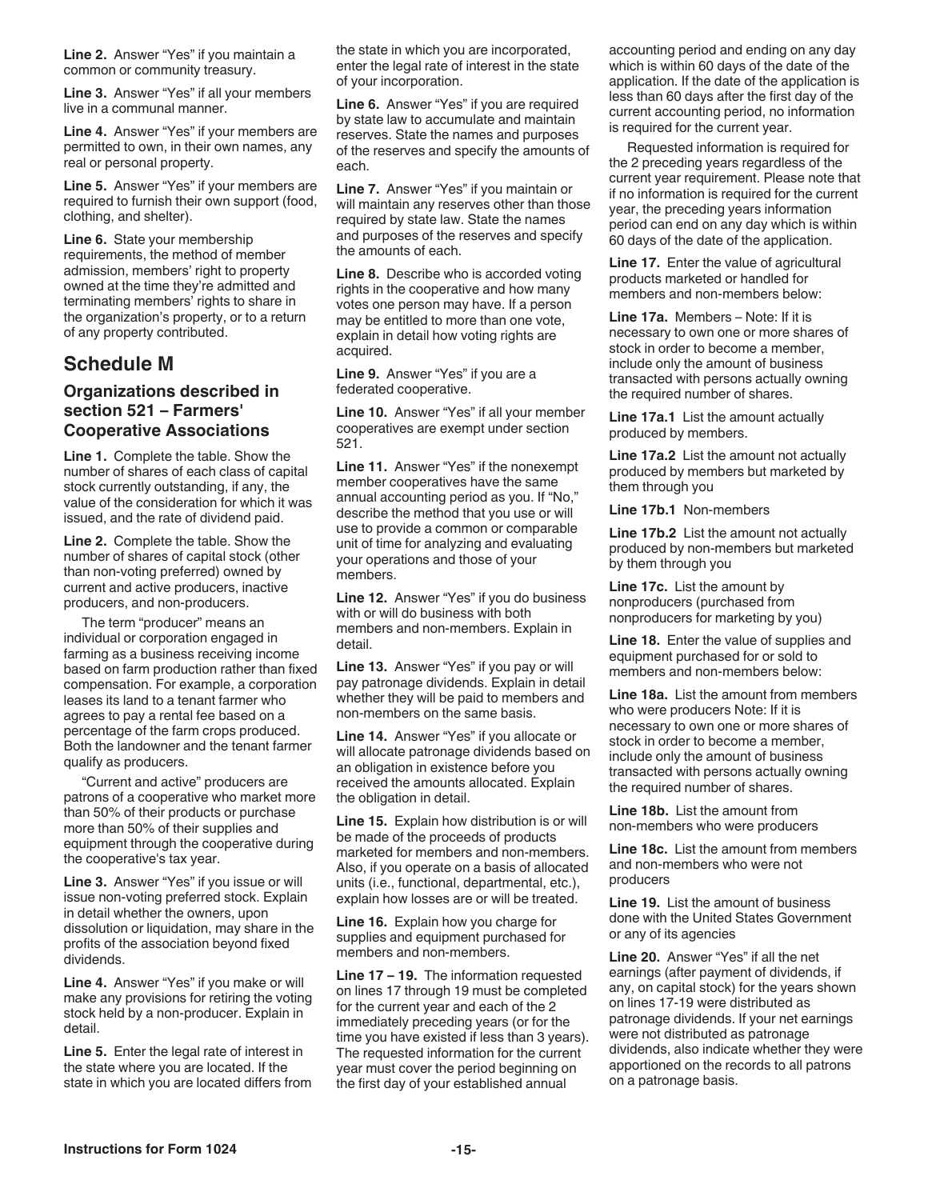**Line 2.** Answer "Yes" if you maintain a common or community treasury.

**Line 3.** Answer "Yes" if all your members live in a communal manner.

**Line 4.** Answer "Yes" if your members are permitted to own, in their own names, any real or personal property.

**Line 5.** Answer "Yes" if your members are required to furnish their own support (food, clothing, and shelter).

**Line 6.** State your membership requirements, the method of member admission, members' right to property owned at the time they're admitted and terminating members' rights to share in the organization's property, or to a return of any property contributed.

## Schedule M

### Organizations described in section 521 – Farmers' Cooperative Associations

**Line 1.** Complete the table. Show the number of shares of each class of capital stock currently outstanding, if any, the value of the consideration for which it was issued, and the rate of dividend paid.

**Line 2.** Complete the table. Show the number of shares of capital stock (other than non-voting preferred) owned by current and active producers, inactive producers, and non-producers.

The term "producer" means an individual or corporation engaged in farming as a business receiving income based on farm production rather than fixed compensation. For example, a corporation leases its land to a tenant farmer who agrees to pay a rental fee based on a percentage of the farm crops produced. Both the landowner and the tenant farmer qualify as producers.

"Current and active" producers are patrons of a cooperative who market more than 50% of their products or purchase more than 50% of their supplies and equipment through the cooperative during the cooperative's tax year.

**Line 3.** Answer "Yes" if you issue or will issue non-voting preferred stock. Explain in detail whether the owners, upon dissolution or liquidation, may share in the profits of the association beyond fixed dividends.

**Line 4.** Answer "Yes" if you make or will make any provisions for retiring the voting stock held by a non-producer. Explain in detail.

**Line 5.** Enter the legal rate of interest in the state where you are located. If the state in which you are located differs from the state in which you are incorporated, enter the legal rate of interest in the state of your incorporation.

**Line 6.** Answer "Yes" if you are required by state law to accumulate and maintain reserves. State the names and purposes of the reserves and specify the amounts of each.

**Line 7.** Answer "Yes" if you maintain or will maintain any reserves other than those required by state law. State the names and purposes of the reserves and specify the amounts of each.

**Line 8.** Describe who is accorded voting rights in the cooperative and how many votes one person may have. If a person may be entitled to more than one vote, explain in detail how voting rights are acquired.

**Line 9.** Answer "Yes" if you are a federated cooperative.

**Line 10.** Answer "Yes" if all your member cooperatives are exempt under section 521.

**Line 11.** Answer "Yes" if the nonexempt member cooperatives have the same annual accounting period as you. If "No," describe the method that you use or will use to provide a common or comparable unit of time for analyzing and evaluating your operations and those of your members.

**Line 12.** Answer "Yes" if you do business with or will do business with both members and non-members. Explain in detail.

**Line 13.** Answer "Yes" if you pay or will pay patronage dividends. Explain in detail whether they will be paid to members and non-members on the same basis.

**Line 14.** Answer "Yes" if you allocate or will allocate patronage dividends based on an obligation in existence before you received the amounts allocated. Explain the obligation in detail.

**Line 15.** Explain how distribution is or will be made of the proceeds of products marketed for members and non-members. Also, if you operate on a basis of allocated units (i.e., functional, departmental, etc.), explain how losses are or will be treated.

**Line 16.** Explain how you charge for supplies and equipment purchased for members and non-members.

**Line 17 – 19.** The information requested on lines 17 through 19 must be completed for the current year and each of the 2 immediately preceding years (or for the time you have existed if less than 3 years). The requested information for the current year must cover the period beginning on the first day of your established annual accounting period and ending on any day which is within 60 days of the date of the application. If the date of the application is less than 60 days after the first day of the current accounting period, no information is required for the current year.

Requested information is required for the 2 preceding years regardless of the current year requirement. Please note that if no information is required for the current year, the preceding years information period can end on any day which is within 60 days of the date of the application.

**Line 17.** Enter the value of agricultural products marketed or handled for members and non-members below:

**Line 17a.** Members – Note: If it is necessary to own one or more shares of stock in order to become a member, include only the amount of business transacted with persons actually owning the required number of shares.

**Line 17a.1** List the amount actually produced by members.

**Line 17a.2** List the amount not actually produced by members but marketed by them through you

**Line 17b.1** Non-members

**Line 17b.2** List the amount not actually produced by non-members but marketed by them through you

**Line 17c.** List the amount by nonproducers (purchased from nonproducers for marketing by you)

**Line 18.** Enter the value of supplies and equipment purchased for or sold to members and non-members below:

**Line 18a.** List the amount from members who were producers Note: If it is necessary to own one or more shares of stock in order to become a member, include only the amount of business transacted with persons actually owning the required number of shares.

**Line 18b.** List the amount from non-members who were producers

**Line 18c.** List the amount from members and non-members who were not producers

**Line 19.** List the amount of business done with the United States Government or any of its agencies

**Line 20.** Answer "Yes" if all the net earnings (after payment of dividends, if any, on capital stock) for the years shown on lines 17-19 were distributed as patronage dividends. If your net earnings were not distributed as patronage dividends, also indicate whether they were apportioned on the records to all patrons on a patronage basis.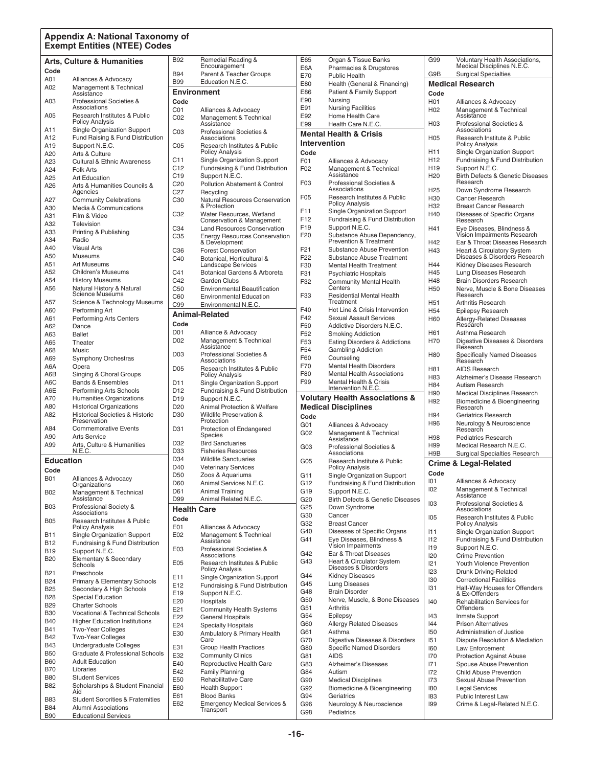## Appendix A: National Taxonomy of Exempt Entities (NTEE) Codes

### Arts, Culture & Humanities

| Code | |
|---|---|
| A01 | Alliances & Advocacy |
| A02 | Management & Technical Assistance |
| A03 | Professional Societies & Associations |
| A05 | Research Institutes & Public Policy Analysis |
| A11 | Single Organization Support |
| A12 | Fund Raising & Fund Distribution |
| A19 | Support N.E.C. |
| A20 | Arts & Culture |
| A23 | Cultural & Ethnic Awareness |
| A24 | Folk Arts |
| A25 | Art Education |
| A26 | Arts & Humanities Councils & Agencies |
| A27 | Community Celebrations |
| A30 | Media & Communications |
| A31 | Film & Video |
| A32 | Television |
| A33 | Printing & Publishing |
| A34 | Radio |
| A40 | Visual Arts |
| A50 | Museums |
| A51 | Art Museums |
| A52 | Children's Museums |
| A54 | History Museums |
| A56 | Natural History & Natural Science Museums |
| A57 | Science & Technology Museums |
| A60 | Performing Art |
| A61 | Performing Arts Centers |
| A62 | Dance |
| A63 | Ballet |
| A65 | Theater |
| A68 | Music |
| A69 | Symphony Orchestras |
| A6A | Opera |
| A6B | Singing & Choral Groups |
| A6C | Bands & Ensembles |
| A6E | Performing Arts Schools |
| A70 | Humanities Organizations |
| A80 | Historical Organizations |
| A82 | Historical Societies & Historic Preservation |
| A84 | Commemorative Events |
| A90 | Arts Service |
| A99 | Arts, Culture & Humanities N.E.C. |

### Education

| Code | |
|---|---|
| B01 | Alliances & Advocacy Organizations |
| B02 | Management & Technical Assistance |
| B03 | Professional Society & Associations |
| B05 | Research Institutes & Public Policy Analysis |
| B11 | Single Organization Support |
| B12 | Fundraising & Fund Distribution |
| B19 | Support N.E.C. |
| B20 | Elementary & Secondary Schools |
| B21 | Preschools |
| B24 | Primary & Elementary Schools |
| B25 | Secondary & High Schools |
| B28 | Special Education |
| B29 | Charter Schools |
| B30 | Vocational & Technical Schools |
| B40 | Higher Education Institutions |
| B41 | Two-Year Colleges |
| B42 | Two-Year Colleges |
| B43 | Undergraduate Colleges |
| B50 | Graduate & Professional Schools |
| B60 | Adult Education |
| B70 | Libraries |
| B80 | Student Services |
| B82 | Scholarships & Student Financial Aid |
| B83 | Student Sororities & Fraternities |
| B84 | Alumni Associations |
| B90 | Educational Services |
| B92 | Remedial Reading & Encouragement |
| B94 | Parent & Teacher Groups |
| B99 | Education N.E.C. |

### Environment

| Code | |
|---|---|
| C01 | Alliances & Advocacy |
| C02 | Management & Technical Assistance |
| C03 | Professional Societies & Associations |
| C05 | Research Institutes & Public Policy Analysis |
| C11 | Single Organization Support |
| C12 | Fundraising & Fund Distribution |
| C19 | Support N.E.C. |
| C20 | Pollution Abatement & Control |
| C27 | Recycling |
| C30 | Natural Resources Conservation & Protection |
| C32 | Water Resources, Wetland Conservation & Management |
| C34 | Land Resources Conservation |
| C35 | Energy Resources Conservation & Development |
| C36 | Forest Conservation |
| C40 | Botanical, Horticultural & Landscape Services |
| C41 | Botanical Gardens & Arboreta |
| C42 | Garden Clubs |
| C50 | Environmental Beautification |
| C60 | Environmental Education |
| C99 | Environmental N.E.C. |

### Animal-Related

| Code | |
|---|---|
| D01 | Alliance & Advocacy |
| D02 | Management & Technical Assistance |
| D03 | Professional Societies & Associations |
| D05 | Research Institutes & Public Policy Analysis |
| D11 | Single Organization Support |
| D12 | Fundraising & Fund Distribution |
| D19 | Support N.E.C. |
| D20 | Animal Protection & Welfare |
| D30 | Wildlife Preservation & Protection |
| D31 | Protection of Endangered Species |
| D32 | Bird Sanctuaries |
| D33 | Fisheries Resources |
| D34 | Wildlife Sanctuaries |
| D40 | Veterinary Services |
| D50 | Zoos & Aquariums |
| D60 | Animal Services N.E.C. |
| D61 | Animal Training |
| D99 | Animal Related N.E.C. |

### Health Care

| Code | |
|---|---|
| E01 | Alliances & Advocacy |
| E02 | Management & Technical Assistance |
| E03 | Professional Societies & Associations |
| E05 | Research Institutes & Public Policy Analysis |
| E11 | Single Organization Support |
| E12 | Fundraising & Fund Distribution |
| E19 | Support N.E.C. |
| E20 | Hospitals |
| E21 | Community Health Systems |
| E22 | General Hospitals |
| E24 | Specialty Hospitals |
| E30 | Ambulatory & Primary Health Care |
| E31 | Group Health Practices |
| E32 | Community Clinics |
| E40 | Reproductive Health Care |
| E42 | Family Planning |
| E50 | Rehabilitative Care |
| E60 | Health Support |
| E61 | Blood Banks |
| E62 | Emergency Medical Services & Transport |
| E65 | Organ & Tissue Banks |
| E6A | Pharmacies & Drugstores |
| E70 | Public Health |
| E80 | Health (General & Financing) |
| E86 | Patient & Family Support |
| E90 | Nursing |
| E91 | Nursing Facilities |
| E92 | Home Health Care |
| E99 | Health Care N.E.C. |

### Mental Health & Crisis Intervention

| Code | |
|---|---|
| F01 | Alliances & Advocacy |
| F02 | Management & Technical Assistance |
| F03 | Professional Societies & Associations |
| F05 | Research Institutes & Public Policy Analysis |
| F11 | Single Organization Support |
| F12 | Fundraising & Fund Distribution |
| F19 | Support N.E.C. |
| F20 | Substance Abuse Dependency, Prevention & Treatment |
| F21 | Substance Abuse Prevention |
| F22 | Substance Abuse Treatment |
| F30 | Mental Health Treatment |
| F31 | Psychiatric Hospitals |
| F32 | Community Mental Health Centers |
| F33 | Residential Mental Health Treatment |
| F40 | Hot Line & Crisis Intervention |
| F42 | Sexual Assault Services |
| F50 | Addictive Disorders N.E.C. |
| F52 | Smoking Addiction |
| F53 | Eating Disorders & Addictions |
| F54 | Gambling Addiction |
| F60 | Counseling |
| F70 | Mental Health Disorders |
| F80 | Mental Health Associations |
| F99 | Mental Health & Crisis Intervention N.E.C. |

### Voluntary Health Associations & Medical Disciplines

| Code | |
|---|---|
| G01 | Alliances & Advocacy |
| G02 | Management & Technical Assistance |
| G03 | Professional Societies & Associations |
| G05 | Research Institute & Public Policy Analysis |
| G11 | Single Organization Support |
| G12 | Fundraising & Fund Distribution |
| G19 | Support N.E.C. |
| G20 | Birth Defects & Genetic Diseases |
| G25 | Down Syndrome |
| G30 | Cancer |
| G32 | Breast Cancer |
| G40 | Diseases of Specific Organs |
| G41 | Eye Diseases, Blindness & Vision Impairments |
| G42 | Ear & Throat Diseases |
| G43 | Heart & Circulator System Diseases & Disorders |
| G44 | Kidney Diseases |
| G45 | Lung Diseases |
| G48 | Brain Disorder |
| G50 | Nerve, Muscle, & Bone Diseases |
| G51 | Arthritis |
| G54 | Epilepsy |
| G60 | Allergy Related Diseases |
| G61 | Asthma |
| G70 | Digestive Diseases & Disorders |
| G80 | Specific Named Disorders |
| G81 | AIDS |
| G83 | Alzheimer's Diseases |
| G84 | Autism |
| G90 | Medical Disciplines |
| G92 | Biomedicine & Bioengineering |
| G94 | Geriatrics |
| G96 | Neurology & Neuroscience |
| G98 | Pediatrics |
| G99 | Voluntary Health Associations, Medical Disciplines N.E.C. |
| G9B | Surgical Specialties |

### Medical Research

| Code | |
|---|---|
| H01 | Alliances & Advocacy |
| H02 | Management & Technical Assistance |
| H03 | Professional Societies & Associations |
| H05 | Research Institute & Public Policy Analysis |
| H11 | Single Organization Support |
| H12 | Fundraising & Fund Distribution |
| H19 | Support N.E.C. |
| H20 | Birth Defects & Genetic Diseases Research |
| H25 | Down Syndrome Research |
| H30 | Cancer Research |
| H32 | Breast Cancer Research |
| H40 | Diseases of Specific Organs Research |
| H41 | Eye Diseases, Blindness & Vision Impairments Research |
| H42 | Ear & Throat Diseases Research |
| H43 | Heart & Circulatory System Diseases & Disorders Research |
| H44 | Kidney Diseases Research |
| H45 | Lung Diseases Research |
| H48 | Brain Disorders Research |
| H50 | Nerve, Muscle & Bone Diseases Research |
| H51 | Arthritis Research |
| H54 | Epilepsy Research |
| H60 | Allergy-Related Diseases Research |
| H61 | Asthma Research |
| H70 | Digestive Diseases & Disorders Research |
| H80 | Specifically Named Diseases Research |
| H81 | AIDS Research |
| H83 | Alzheimer's Disease Research |
| H84 | Autism Research |
| H90 | Medical Disciplines Research |
| H92 | Biomedicine & Bioengineering Research |
| H94 | Geriatrics Research |
| H96 | Neurology & Neuroscience Research |
| H98 | Pediatrics Research |
| H99 | Medical Research N.E.C. |
| H9B | Surgical Specialties Research |

### Crime & Legal-Related

| Code | |
|---|---|
| I01 | Alliances & Advocacy |
| I02 | Management & Technical Assistance |
| I03 | Professional Societies & Associations |
| I05 | Research Institutes & Public Policy Analysis |
| I11 | Single Organization Support |
| I12 | Fundraising & Fund Distribution |
| I19 | Support N.E.C. |
| I20 | Crime Prevention |
| I21 | Youth Violence Prevention |
| I23 | Drunk Driving-Related |
| I30 | Correctional Facilities |
| I31 | Half-Way Houses for Offenders & Ex-Offenders |
| I40 | Rehabilitation Services for Offenders |
| I43 | Inmate Support |
| I44 | Prison Alternatives |
| I50 | Administration of Justice |
| I51 | Dispute Resolution & Mediation |
| I60 | Law Enforcement |
| I70 | Protection Against Abuse |
| I71 | Spouse Abuse Prevention |
| I72 | Child Abuse Prevention |
| I73 | Sexual Abuse Prevention |
| I80 | Legal Services |
| I83 | Public Interest Law |
| I99 | Crime & Legal-Related N.E.C. |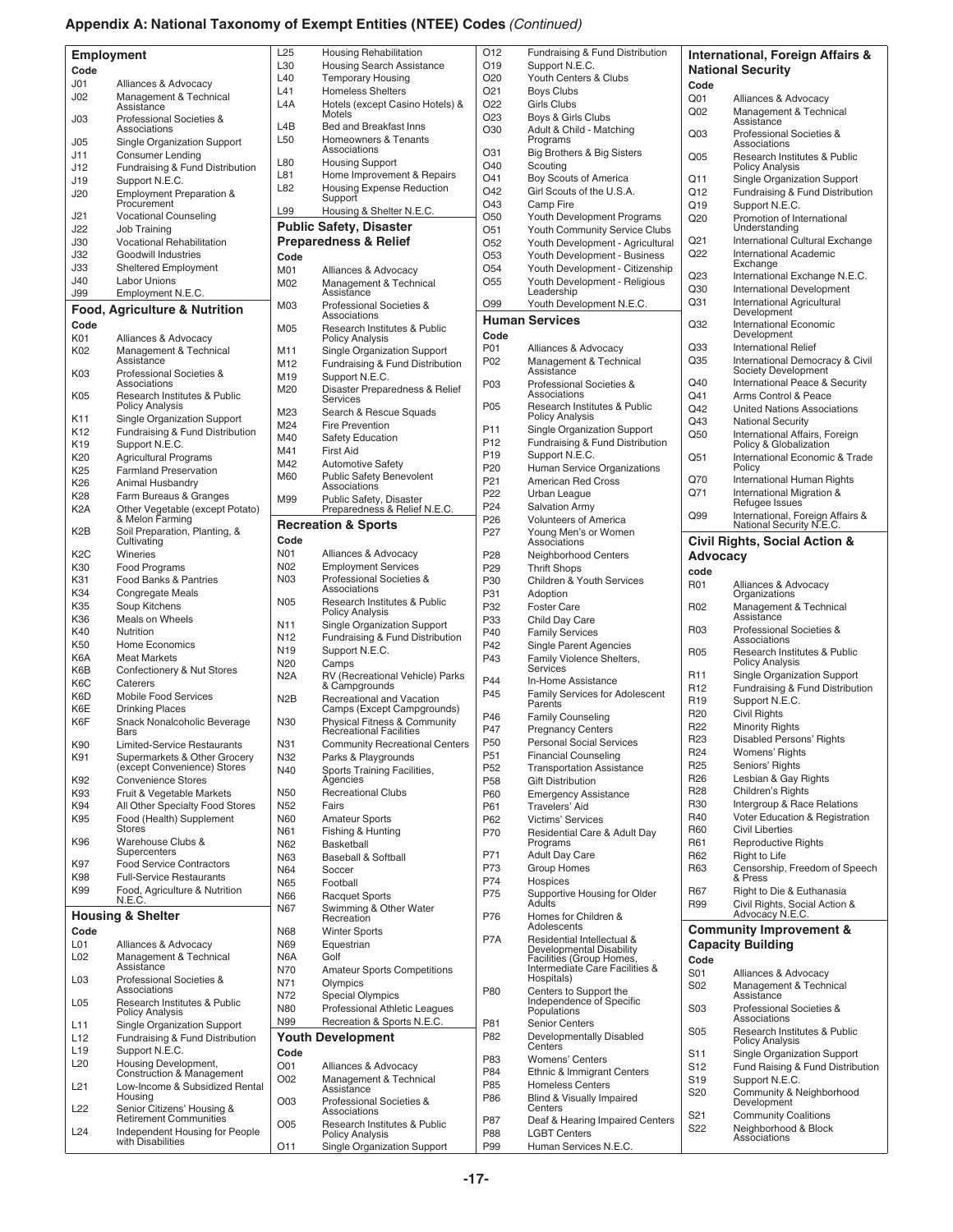## Appendix A: National Taxonomy of Exempt Entities (NTEE) Codes *(Continued)*

### Employment

| Code | |
|---|---|
| J01 | Alliances & Advocacy |
| J02 | Management & Technical Assistance |
| J03 | Professional Societies & Associations |
| J05 | Single Organization Support |
| J11 | Consumer Lending |
| J12 | Fundraising & Fund Distribution |
| J19 | Support N.E.C. |
| J20 | Employment Preparation & Procurement |
| J21 | Vocational Counseling |
| J22 | Job Training |
| J30 | Vocational Rehabilitation |
| J32 | Goodwill Industries |
| J33 | Sheltered Employment |
| J40 | Labor Unions |
| J99 | Employment N.E.C. |

### Food, Agriculture & Nutrition

| Code | |
|---|---|
| K01 | Alliances & Advocacy |
| K02 | Management & Technical Assistance |
| K03 | Professional Societies & Associations |
| K05 | Research Institutes & Public Policy Analysis |
| K11 | Single Organization Support |
| K12 | Fundraising & Fund Distribution |
| K19 | Support N.E.C. |
| K20 | Agricultural Programs |
| K25 | Farmland Preservation |
| K26 | Animal Husbandry |
| K28 | Farm Bureaus & Granges |
| K2A | Other Vegetable (except Potato) & Melon Farming |
| K2B | Soil Preparation, Planting, & Cultivating |
| K2C | Wineries |
| K30 | Food Programs |
| K31 | Food Banks & Pantries |
| K34 | Congregate Meals |
| K35 | Soup Kitchens |
| K36 | Meals on Wheels |
| K40 | Nutrition |
| K50 | Home Economics |
| K6A | Meat Markets |
| K6B | Confectionery & Nut Stores |
| K6C | Caterers |
| K6D | Mobile Food Services |
| K6E | Drinking Places |
| K6F | Snack Nonalcoholic Beverage Bars |
| K90 | Limited-Service Restaurants |
| K91 | Supermarkets & Other Grocery (except Convenience) Stores |
| K92 | Convenience Stores |
| K93 | Fruit & Vegetable Markets |
| K94 | All Other Specialty Food Stores |
| K95 | Food (Health) Supplement Stores |
| K96 | Warehouse Clubs & Supercenters |
| K97 | Food Service Contractors |
| K98 | Full-Service Restaurants |
| K99 | Food, Agriculture & Nutrition N.E.C. |

### Housing & Shelter

| Code | |
|---|---|
| L01 | Alliances & Advocacy |
| L02 | Management & Technical Assistance |
| L03 | Professional Societies & Associations |
| L05 | Research Institutes & Public Policy Analysis |
| L11 | Single Organization Support |
| L12 | Fundraising & Fund Distribution |
| L19 | Support N.E.C. |
| L20 | Housing Development, Construction & Management |
| L21 | Low-Income & Subsidized Rental Housing |
| L22 | Senior Citizens' Housing & Retirement Communities |
| L24 | Independent Housing for People with Disabilities |
| L25 | Housing Rehabilitation |
| L30 | Housing Search Assistance |
| L40 | Temporary Housing |
| L41 | Homeless Shelters |
| L4A | Hotels (except Casino Hotels) & Motels |
| L4B | Bed and Breakfast Inns |
| L50 | Homeowners & Tenants Associations |
| L80 | Housing Support |
| L81 | Home Improvement & Repairs |
| L82 | Housing Expense Reduction Support |
| L99 | Housing & Shelter N.E.C. |

### Public Safety, Disaster Preparedness & Relief

| Code | |
|---|---|
| M01 | Alliances & Advocacy |
| M02 | Management & Technical Assistance |
| M03 | Professional Societies & Associations |
| M05 | Research Institutes & Public Policy Analysis |
| M11 | Single Organization Support |
| M12 | Fundraising & Fund Distribution |
| M19 | Support N.E.C. |
| M20 | Disaster Preparedness & Relief Services |
| M23 | Search & Rescue Squads |
| M24 | Fire Prevention |
| M40 | Safety Education |
| M41 | First Aid |
| M42 | Automotive Safety |
| M60 | Public Safety Benevolent Associations |
| M99 | Public Safety, Disaster Preparedness & Relief N.E.C. |

### Recreation & Sports

| Code | |
|---|---|
| N01 | Alliances & Advocacy |
| N02 | Employment Services |
| N03 | Professional Societies & Associations |
| N05 | Research Institutes & Public Policy Analysis |
| N11 | Single Organization Support |
| N12 | Fundraising & Fund Distribution |
| N19 | Support N.E.C. |
| N20 | Camps |
| N2A | RV (Recreational Vehicle) Parks & Campgrounds |
| N2B | Recreational and Vacation Camps (Except Campgrounds) |
| N30 | Physical Fitness & Community Recreational Facilities |
| N31 | Community Recreational Centers |
| N32 | Parks & Playgrounds |
| N40 | Sports Training Facilities, Agencies |
| N50 | Recreational Clubs |
| N52 | Fairs |
| N60 | Amateur Sports |
| N61 | Fishing & Hunting |
| N62 | Basketball |
| N63 | Baseball & Softball |
| N64 | Soccer |
| N65 | Football |
| N66 | Racquet Sports |
| N67 | Swimming & Other Water Recreation |
| N68 | Winter Sports |
| N69 | Equestrian |
| N6A | Golf |
| N70 | Amateur Sports Competitions |
| N71 | Olympics |
| N72 | Special Olympics |
| N80 | Professional Athletic Leagues |
| N99 | Recreation & Sports N.E.C. |

### Youth Development

| Code | |
|---|---|
| O01 | Alliances & Advocacy |
| O02 | Management & Technical Assistance |
| O03 | Professional Societies & Associations |
| O05 | Research Institutes & Public Policy Analysis |
| O11 | Single Organization Support |
| O12 | Fundraising & Fund Distribution |
| O19 | Support N.E.C. |
| O20 | Youth Centers & Clubs |
| O21 | Boys Clubs |
| O22 | Girls Clubs |
| O23 | Boys & Girls Clubs |
| O30 | Adult & Child - Matching Programs |
| O31 | Big Brothers & Big Sisters |
| O40 | Scouting |
| O41 | Boy Scouts of America |
| O42 | Girl Scouts of the U.S.A. |
| O43 | Camp Fire |
| O50 | Youth Development Programs |
| O51 | Youth Community Service Clubs |
| O52 | Youth Development - Agricultural |
| O53 | Youth Development - Business |
| O54 | Youth Development - Citizenship |
| O55 | Youth Development - Religious Leadership |
| O99 | Youth Development N.E.C. |

### Human Services

| Code | |
|---|---|
| P01 | Alliances & Advocacy |
| P02 | Management & Technical Assistance |
| P03 | Professional Societies & Associations |
| P05 | Research Institutes & Public Policy Analysis |
| P11 | Single Organization Support |
| P12 | Fundraising & Fund Distribution |
| P19 | Support N.E.C. |
| P20 | Human Service Organizations |
| P21 | American Red Cross |
| P22 | Urban League |
| P24 | Salvation Army |
| P26 | Volunteers of America |
| P27 | Young Men's or Women Associations |
| P28 | Neighborhood Centers |
| P29 | Thrift Shops |
| P30 | Children & Youth Services |
| P31 | Adoption |
| P32 | Foster Care |
| P33 | Child Day Care |
| P40 | Family Services |
| P42 | Single Parent Agencies |
| P43 | Family Violence Shelters, Services |
| P44 | In-Home Assistance |
| P45 | Family Services for Adolescent Parents |
| P46 | Family Counseling |
| P47 | Pregnancy Centers |
| P50 | Personal Social Services |
| P51 | Financial Counseling |
| P52 | Transportation Assistance |
| P58 | Gift Distribution |
| P60 | Emergency Assistance |
| P61 | Travelers' Aid |
| P62 | Victims' Services |
| P70 | Residential Care & Adult Day Programs |
| P71 | Adult Day Care |
| P73 | Group Homes |
| P74 | Hospices |
| P75 | Supportive Housing for Older Adults |
| P76 | Homes for Children & Adolescents |
| P7A | Residential Intellectual & Developmental Disability Facilities (Group Homes, Intermediate Care Facilities & Hospitals) |
| P80 | Centers to Support the Independence of Specific Populations |
| P81 | Senior Centers |
| P82 | Developmentally Disabled Centers |
| P83 | Womens' Centers |
| P84 | Ethnic & Immigrant Centers |
| P85 | Homeless Centers |
| P86 | Blind & Visually Impaired Centers |
| P87 | Deaf & Hearing Impaired Centers |
| P88 | LGBT Centers |
| P99 | Human Services N.E.C. |

### International, Foreign Affairs & National Security

| Code | |
|---|---|
| Q01 | Alliances & Advocacy |
| Q02 | Management & Technical Assistance |
| Q03 | Professional Societies & Associations |
| Q05 | Research Institutes & Public Policy Analysis |
| Q11 | Single Organization Support |
| Q12 | Fundraising & Fund Distribution |
| Q19 | Support N.E.C. |
| Q20 | Promotion of International Understanding |
| Q21 | International Cultural Exchange |
| Q22 | International Academic Exchange |
| Q23 | International Exchange N.E.C. |
| Q30 | International Development |
| Q31 | International Agricultural Development |
| Q32 | International Economic Development |
| Q33 | International Relief |
| Q35 | International Democracy & Civil Society Development |
| Q40 | International Peace & Security |
| Q41 | Arms Control & Peace |
| Q42 | United Nations Associations |
| Q43 | National Security |
| Q50 | International Affairs, Foreign Policy & Globalization |
| Q51 | International Economic & Trade Policy |
| Q70 | International Human Rights |
| Q71 | International Migration & Refugee Issues |
| Q99 | International, Foreign Affairs & National Security N.E.C. |

### Civil Rights, Social Action & Advocacy

| code | |
|---|---|
| R01 | Alliances & Advocacy Organizations |
| R02 | Management & Technical Assistance |
| R03 | Professional Societies & Associations |
| R05 | Research Institutes & Public Policy Analysis |
| R11 | Single Organization Support |
| R12 | Fundraising & Fund Distribution |
| R19 | Support N.E.C. |
| R20 | Civil Rights |
| R22 | Minority Rights |
| R23 | Disabled Persons' Rights |
| R24 | Womens' Rights |
| R25 | Seniors' Rights |
| R26 | Lesbian & Gay Rights |
| R28 | Children's Rights |
| R30 | Intergroup & Race Relations |
| R40 | Voter Education & Registration |
| R60 | Civil Liberties |
| R61 | Reproductive Rights |
| R62 | Right to Life |
| R63 | Censorship, Freedom of Speech & Press |
| R67 | Right to Die & Euthanasia |
| R99 | Civil Rights, Social Action & Advocacy N.E.C. |

### Community Improvement & Capacity Building

| Code | |
|---|---|
| S01 | Alliances & Advocacy |
| S02 | Management & Technical Assistance |
| S03 | Professional Societies & Associations |
| S05 | Research Institutes & Public Policy Analysis |
| S11 | Single Organization Support |
| S12 | Fund Raising & Fund Distribution |
| S19 | Support N.E.C. |
| S20 | Community & Neighborhood Development |
| S21 | Community Coalitions |
| S22 | Neighborhood & Block Associations |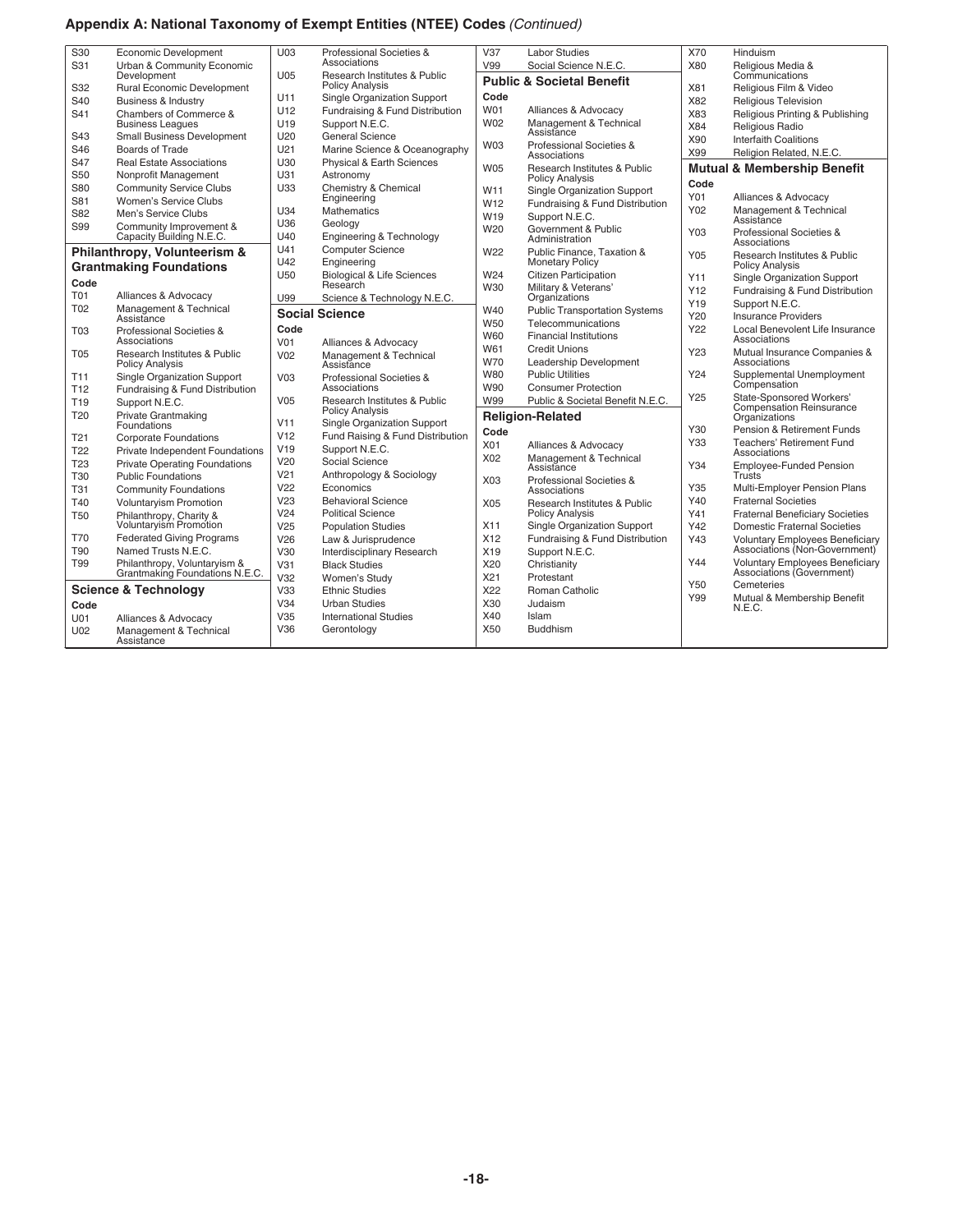## Appendix A: National Taxonomy of Exempt Entities (NTEE) Codes *(Continued)*

| | |
|---|---|
| S30 | Economic Development |
| S31 | Urban & Community Economic Development |
| S32 | Rural Economic Development |
| S40 | Business & Industry |
| S41 | Chambers of Commerce & Business Leagues |
| S43 | Small Business Development |
| S46 | Boards of Trade |
| S47 | Real Estate Associations |
| S50 | Nonprofit Management |
| S80 | Community Service Clubs |
| S81 | Women's Service Clubs |
| S82 | Men's Service Clubs |
| S99 | Community Improvement & Capacity Building N.E.C. |

### Philanthropy, Volunteerism & Grantmaking Foundations

| Code | |
|---|---|
| T01 | Alliances & Advocacy |
| T02 | Management & Technical Assistance |
| T03 | Professional Societies & Associations |
| T05 | Research Institutes & Public Policy Analysis |
| T11 | Single Organization Support |
| T12 | Fundraising & Fund Distribution |
| T19 | Support N.E.C. |
| T20 | Private Grantmaking Foundations |
| T21 | Corporate Foundations |
| T22 | Private Independent Foundations |
| T23 | Private Operating Foundations |
| T30 | Public Foundations |
| T31 | Community Foundations |
| T40 | Voluntaryism Promotion |
| T50 | Philanthropy, Charity & Voluntaryism Promotion |
| T70 | Federated Giving Programs |
| T90 | Named Trusts N.E.C. |
| T99 | Philanthropy, Voluntaryism & Grantmaking Foundations N.E.C. |

### Science & Technology

| Code | |
|---|---|
| U01 | Alliances & Advocacy |
| U02 | Management & Technical Assistance |
| U03 | Professional Societies & Associations |
| U05 | Research Institutes & Public Policy Analysis |
| U11 | Single Organization Support |
| U12 | Fundraising & Fund Distribution |
| U19 | Support N.E.C. |
| U20 | General Science |
| U21 | Marine Science & Oceanography |
| U30 | Physical & Earth Sciences |
| U31 | Astronomy |
| U33 | Chemistry & Chemical Engineering |
| U34 | Mathematics |
| U36 | Geology |
| U40 | Engineering & Technology |
| U41 | Computer Science |
| U42 | Engineering |
| U50 | Biological & Life Sciences Research |
| U99 | Science & Technology N.E.C. |

### Social Science

| Code | |
|---|---|
| V01 | Alliances & Advocacy |
| V02 | Management & Technical Assistance |
| V03 | Professional Societies & Associations |
| V05 | Research Institutes & Public Policy Analysis |
| V11 | Single Organization Support |
| V12 | Fund Raising & Fund Distribution |
| V19 | Support N.E.C. |
| V20 | Social Science |
| V21 | Anthropology & Sociology |
| V22 | Economics |
| V23 | Behavioral Science |
| V24 | Political Science |
| V25 | Population Studies |
| V26 | Law & Jurisprudence |
| V30 | Interdisciplinary Research |
| V31 | Black Studies |
| V32 | Women's Study |
| V33 | Ethnic Studies |
| V34 | Urban Studies |
| V35 | International Studies |
| V36 | Gerontology |
| V37 | Labor Studies |
| V99 | Social Science N.E.C. |

### Public & Societal Benefit

| Code | |
|---|---|
| W01 | Alliances & Advocacy |
| W02 | Management & Technical Assistance |
| W03 | Professional Societies & Associations |
| W05 | Research Institutes & Public Policy Analysis |
| W11 | Single Organization Support |
| W12 | Fundraising & Fund Distribution |
| W19 | Support N.E.C. |
| W20 | Government & Public Administration |
| W22 | Public Finance, Taxation & Monetary Policy |
| W24 | Citizen Participation |
| W30 | Military & Veterans' Organizations |
| W40 | Public Transportation Systems |
| W50 | Telecommunications |
| W60 | Financial Institutions |
| W61 | Credit Unions |
| W70 | Leadership Development |
| W80 | Public Utilities |
| W90 | Consumer Protection |
| W99 | Public & Societal Benefit N.E.C. |

### Religion-Related

| Code | |
|---|---|
| X01 | Alliances & Advocacy |
| X02 | Management & Technical Assistance |
| X03 | Professional Societies & Associations |
| X05 | Research Institutes & Public Policy Analysis |
| X11 | Single Organization Support |
| X12 | Fundraising & Fund Distribution |
| X19 | Support N.E.C. |
| X20 | Christianity |
| X21 | Protestant |
| X22 | Roman Catholic |
| X30 | Judaism |
| X40 | Islam |
| X50 | Buddhism |
| X70 | Hinduism |
| X80 | Religious Media & Communications |
| X81 | Religious Film & Video |
| X82 | Religious Television |
| X83 | Religious Printing & Publishing |
| X84 | Religious Radio |
| X90 | Interfaith Coalitions |
| X99 | Religion Related, N.E.C. |

### Mutual & Membership Benefit

| Code | |
|---|---|
| Y01 | Alliances & Advocacy |
| Y02 | Management & Technical Assistance |
| Y03 | Professional Societies & Associations |
| Y05 | Research Institutes & Public Policy Analysis |
| Y11 | Single Organization Support |
| Y12 | Fundraising & Fund Distribution |
| Y19 | Support N.E.C. |
| Y20 | Insurance Providers |
| Y22 | Local Benevolent Life Insurance Associations |
| Y23 | Mutual Insurance Companies & Associations |
| Y24 | Supplemental Unemployment Compensation |
| Y25 | State-Sponsored Workers' Compensation Reinsurance Organizations |
| Y30 | Pension & Retirement Funds |
| Y33 | Teachers' Retirement Fund Associations |
| Y34 | Employee-Funded Pension Trusts |
| Y35 | Multi-Employer Pension Plans |
| Y40 | Fraternal Societies |
| Y41 | Fraternal Beneficiary Societies |
| Y42 | Domestic Fraternal Societies |
| Y43 | Voluntary Employees Beneficiary Associations (Non-Government) |
| Y44 | Voluntary Employees Beneficiary Associations (Government) |
| Y50 | Cemeteries |
| Y99 | Mutual & Membership Benefit N.E.C. |